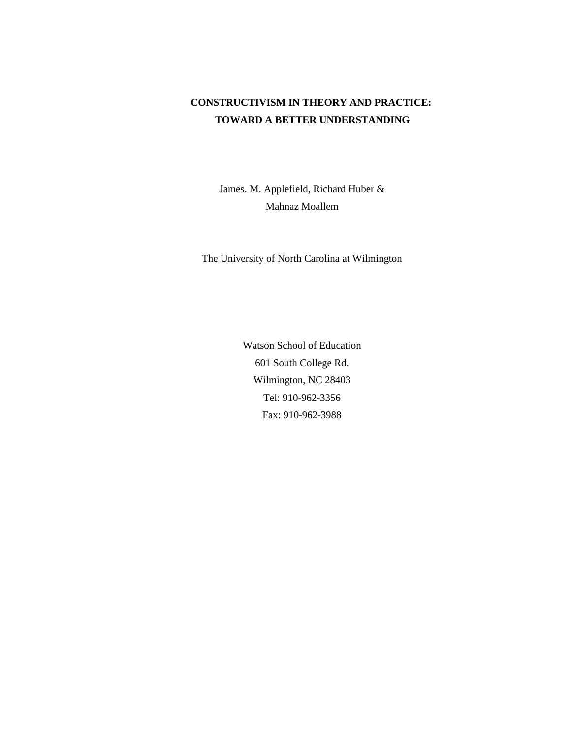# CONSTRUCTIVISM IN THEORY AND PRACTICE: TOWARD A BETTER UNDERSTANDING

James. M. Applefield, Richard Huber &
Mahnaz Moallem

The University of North Carolina at Wilmington

Watson School of Education
601 South College Rd.
Wilmington, NC 28403
Tel: 910-962-3356
Fax: 910-962-3988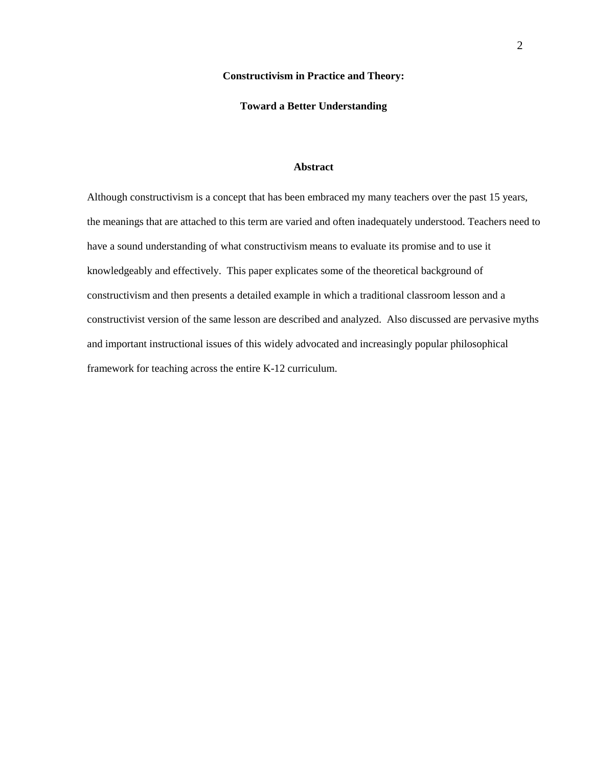**Constructivism in Practice and Theory:**

**Toward a Better Understanding**

## Abstract

Although constructivism is a concept that has been embraced my many teachers over the past 15 years, the meanings that are attached to this term are varied and often inadequately understood. Teachers need to have a sound understanding of what constructivism means to evaluate its promise and to use it knowledgeably and effectively. This paper explicates some of the theoretical background of constructivism and then presents a detailed example in which a traditional classroom lesson and a constructivist version of the same lesson are described and analyzed. Also discussed are pervasive myths and important instructional issues of this widely advocated and increasingly popular philosophical framework for teaching across the entire K-12 curriculum.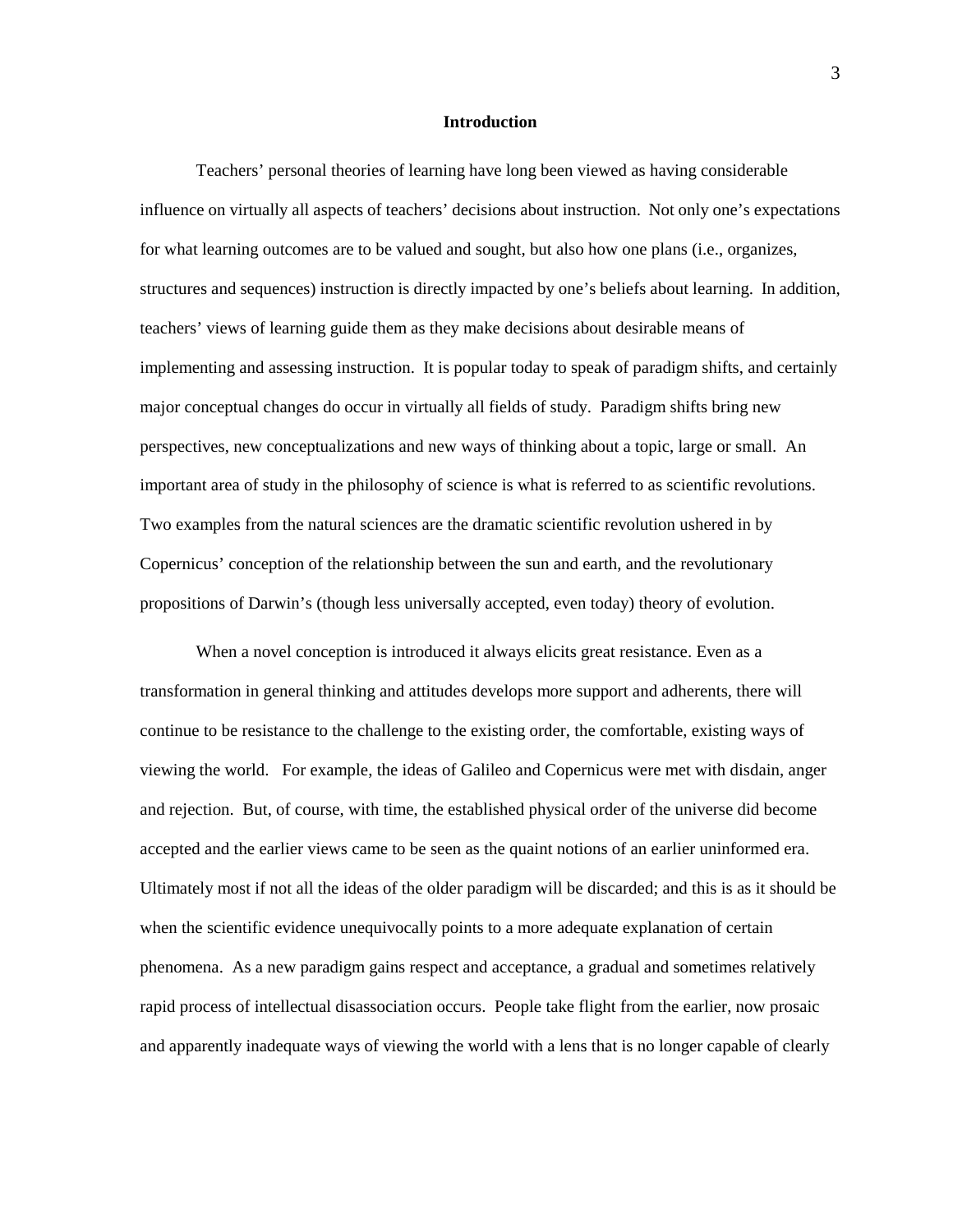## Introduction

Teachers' personal theories of learning have long been viewed as having considerable influence on virtually all aspects of teachers' decisions about instruction. Not only one's expectations for what learning outcomes are to be valued and sought, but also how one plans (i.e., organizes, structures and sequences) instruction is directly impacted by one's beliefs about learning. In addition, teachers' views of learning guide them as they make decisions about desirable means of implementing and assessing instruction. It is popular today to speak of paradigm shifts, and certainly major conceptual changes do occur in virtually all fields of study. Paradigm shifts bring new perspectives, new conceptualizations and new ways of thinking about a topic, large or small. An important area of study in the philosophy of science is what is referred to as scientific revolutions. Two examples from the natural sciences are the dramatic scientific revolution ushered in by Copernicus' conception of the relationship between the sun and earth, and the revolutionary propositions of Darwin's (though less universally accepted, even today) theory of evolution.

When a novel conception is introduced it always elicits great resistance. Even as a transformation in general thinking and attitudes develops more support and adherents, there will continue to be resistance to the challenge to the existing order, the comfortable, existing ways of viewing the world. For example, the ideas of Galileo and Copernicus were met with disdain, anger and rejection. But, of course, with time, the established physical order of the universe did become accepted and the earlier views came to be seen as the quaint notions of an earlier uninformed era. Ultimately most if not all the ideas of the older paradigm will be discarded; and this is as it should be when the scientific evidence unequivocally points to a more adequate explanation of certain phenomena. As a new paradigm gains respect and acceptance, a gradual and sometimes relatively rapid process of intellectual disassociation occurs. People take flight from the earlier, now prosaic and apparently inadequate ways of viewing the world with a lens that is no longer capable of clearly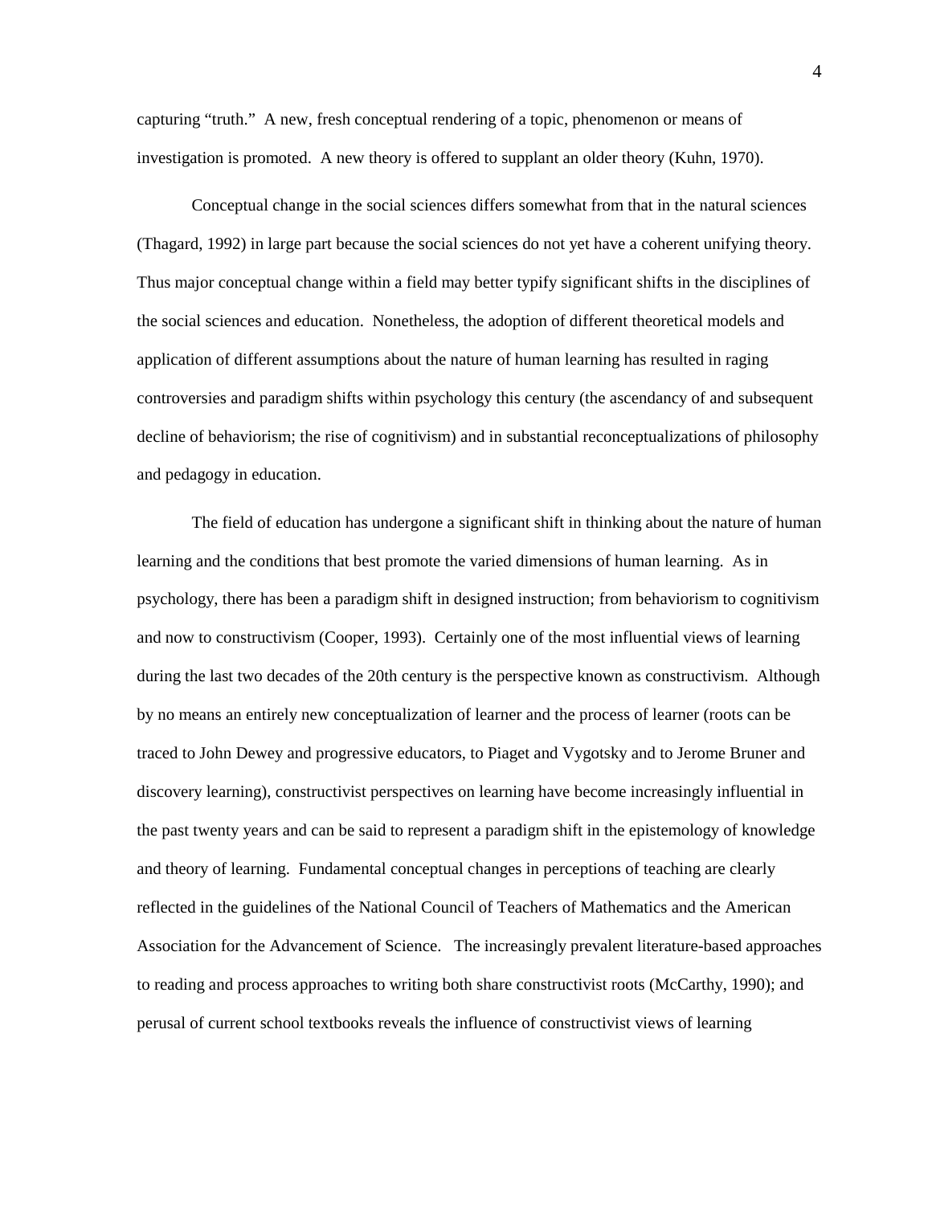capturing "truth." A new, fresh conceptual rendering of a topic, phenomenon or means of investigation is promoted. A new theory is offered to supplant an older theory (Kuhn, 1970).

Conceptual change in the social sciences differs somewhat from that in the natural sciences (Thagard, 1992) in large part because the social sciences do not yet have a coherent unifying theory. Thus major conceptual change within a field may better typify significant shifts in the disciplines of the social sciences and education. Nonetheless, the adoption of different theoretical models and application of different assumptions about the nature of human learning has resulted in raging controversies and paradigm shifts within psychology this century (the ascendancy of and subsequent decline of behaviorism; the rise of cognitivism) and in substantial reconceptualizations of philosophy and pedagogy in education.

The field of education has undergone a significant shift in thinking about the nature of human learning and the conditions that best promote the varied dimensions of human learning. As in psychology, there has been a paradigm shift in designed instruction; from behaviorism to cognitivism and now to constructivism (Cooper, 1993). Certainly one of the most influential views of learning during the last two decades of the 20th century is the perspective known as constructivism. Although by no means an entirely new conceptualization of learner and the process of learner (roots can be traced to John Dewey and progressive educators, to Piaget and Vygotsky and to Jerome Bruner and discovery learning), constructivist perspectives on learning have become increasingly influential in the past twenty years and can be said to represent a paradigm shift in the epistemology of knowledge and theory of learning. Fundamental conceptual changes in perceptions of teaching are clearly reflected in the guidelines of the National Council of Teachers of Mathematics and the American Association for the Advancement of Science. The increasingly prevalent literature-based approaches to reading and process approaches to writing both share constructivist roots (McCarthy, 1990); and perusal of current school textbooks reveals the influence of constructivist views of learning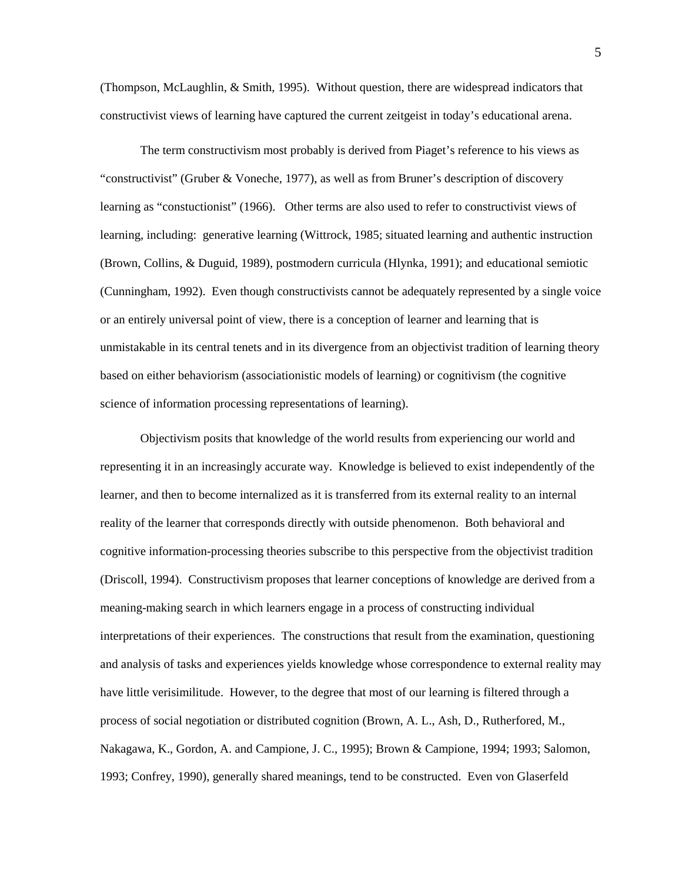(Thompson, McLaughlin, & Smith, 1995). Without question, there are widespread indicators that constructivist views of learning have captured the current zeitgeist in today's educational arena.

The term constructivism most probably is derived from Piaget's reference to his views as "constructivist" (Gruber & Voneche, 1977), as well as from Bruner's description of discovery learning as "constuctionist" (1966). Other terms are also used to refer to constructivist views of learning, including: generative learning (Wittrock, 1985; situated learning and authentic instruction (Brown, Collins, & Duguid, 1989), postmodern curricula (Hlynka, 1991); and educational semiotic (Cunningham, 1992). Even though constructivists cannot be adequately represented by a single voice or an entirely universal point of view, there is a conception of learner and learning that is unmistakable in its central tenets and in its divergence from an objectivist tradition of learning theory based on either behaviorism (associationistic models of learning) or cognitivism (the cognitive science of information processing representations of learning).

Objectivism posits that knowledge of the world results from experiencing our world and representing it in an increasingly accurate way. Knowledge is believed to exist independently of the learner, and then to become internalized as it is transferred from its external reality to an internal reality of the learner that corresponds directly with outside phenomenon. Both behavioral and cognitive information-processing theories subscribe to this perspective from the objectivist tradition (Driscoll, 1994). Constructivism proposes that learner conceptions of knowledge are derived from a meaning-making search in which learners engage in a process of constructing individual interpretations of their experiences. The constructions that result from the examination, questioning and analysis of tasks and experiences yields knowledge whose correspondence to external reality may have little verisimilitude. However, to the degree that most of our learning is filtered through a process of social negotiation or distributed cognition (Brown, A. L., Ash, D., Rutherfored, M., Nakagawa, K., Gordon, A. and Campione, J. C., 1995); Brown & Campione, 1994; 1993; Salomon, 1993; Confrey, 1990), generally shared meanings, tend to be constructed. Even von Glaserfeld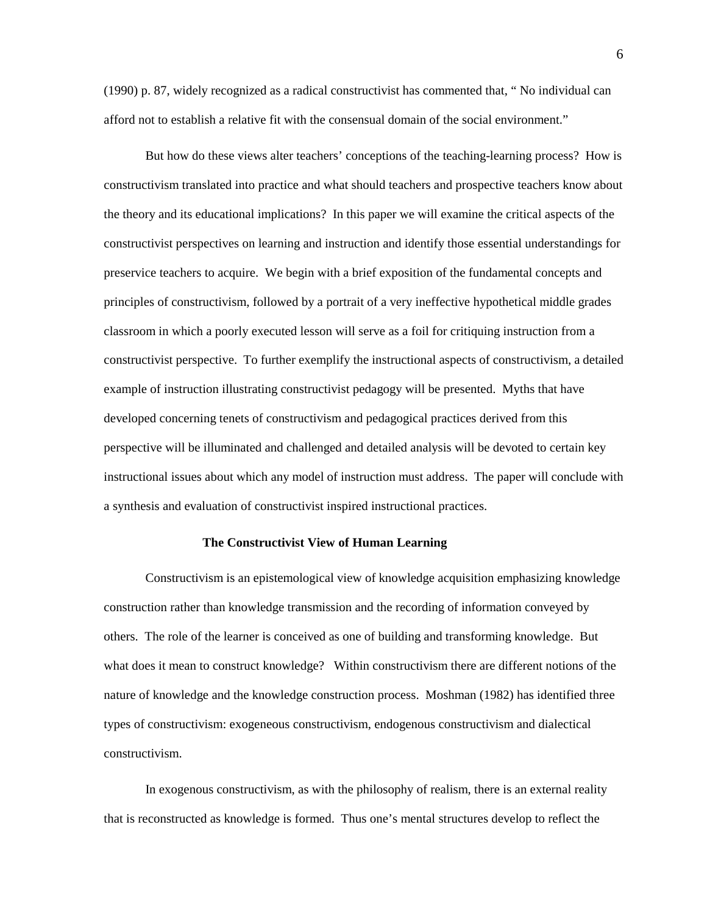(1990) p. 87, widely recognized as a radical constructivist has commented that, " No individual can afford not to establish a relative fit with the consensual domain of the social environment."

But how do these views alter teachers' conceptions of the teaching-learning process? How is constructivism translated into practice and what should teachers and prospective teachers know about the theory and its educational implications? In this paper we will examine the critical aspects of the constructivist perspectives on learning and instruction and identify those essential understandings for preservice teachers to acquire. We begin with a brief exposition of the fundamental concepts and principles of constructivism, followed by a portrait of a very ineffective hypothetical middle grades classroom in which a poorly executed lesson will serve as a foil for critiquing instruction from a constructivist perspective. To further exemplify the instructional aspects of constructivism, a detailed example of instruction illustrating constructivist pedagogy will be presented. Myths that have developed concerning tenets of constructivism and pedagogical practices derived from this perspective will be illuminated and challenged and detailed analysis will be devoted to certain key instructional issues about which any model of instruction must address. The paper will conclude with a synthesis and evaluation of constructivist inspired instructional practices.

## The Constructivist View of Human Learning

Constructivism is an epistemological view of knowledge acquisition emphasizing knowledge construction rather than knowledge transmission and the recording of information conveyed by others. The role of the learner is conceived as one of building and transforming knowledge. But what does it mean to construct knowledge? Within constructivism there are different notions of the nature of knowledge and the knowledge construction process. Moshman (1982) has identified three types of constructivism: exogeneous constructivism, endogenous constructivism and dialectical constructivism.

In exogenous constructivism, as with the philosophy of realism, there is an external reality that is reconstructed as knowledge is formed. Thus one's mental structures develop to reflect the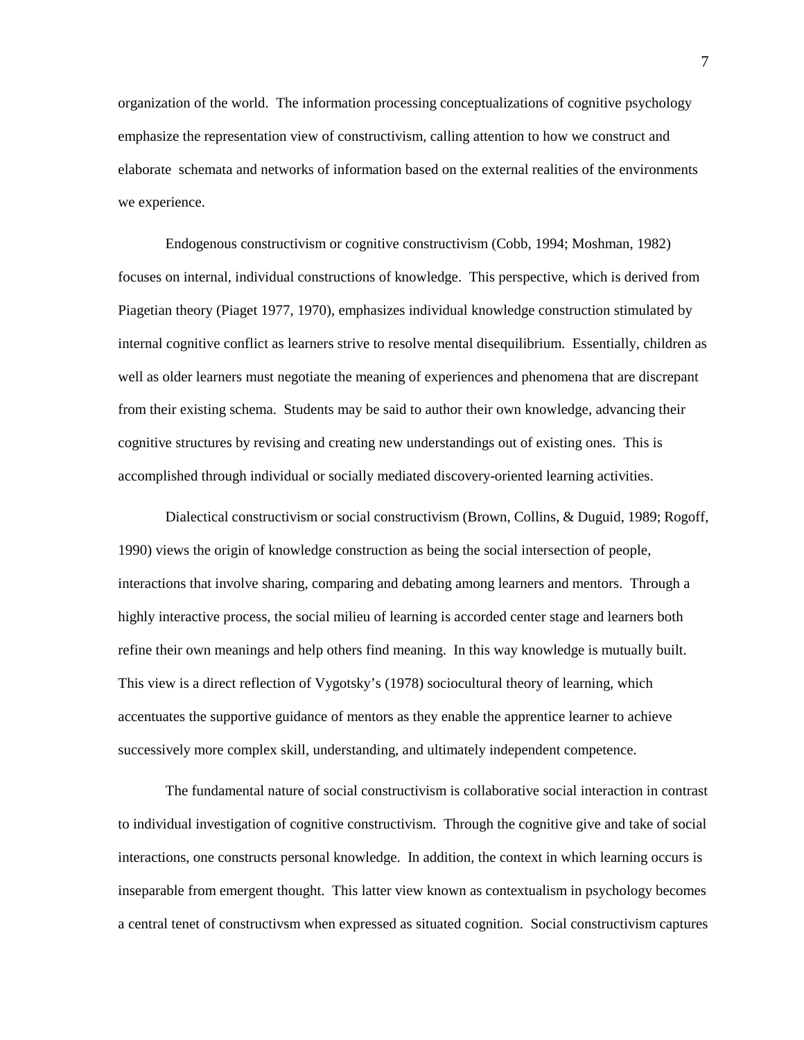organization of the world. The information processing conceptualizations of cognitive psychology emphasize the representation view of constructivism, calling attention to how we construct and elaborate schemata and networks of information based on the external realities of the environments we experience.

Endogenous constructivism or cognitive constructivism (Cobb, 1994; Moshman, 1982) focuses on internal, individual constructions of knowledge. This perspective, which is derived from Piagetian theory (Piaget 1977, 1970), emphasizes individual knowledge construction stimulated by internal cognitive conflict as learners strive to resolve mental disequilibrium. Essentially, children as well as older learners must negotiate the meaning of experiences and phenomena that are discrepant from their existing schema. Students may be said to author their own knowledge, advancing their cognitive structures by revising and creating new understandings out of existing ones. This is accomplished through individual or socially mediated discovery-oriented learning activities.

Dialectical constructivism or social constructivism (Brown, Collins, & Duguid, 1989; Rogoff, 1990) views the origin of knowledge construction as being the social intersection of people, interactions that involve sharing, comparing and debating among learners and mentors. Through a highly interactive process, the social milieu of learning is accorded center stage and learners both refine their own meanings and help others find meaning. In this way knowledge is mutually built. This view is a direct reflection of Vygotsky's (1978) sociocultural theory of learning, which accentuates the supportive guidance of mentors as they enable the apprentice learner to achieve successively more complex skill, understanding, and ultimately independent competence.

The fundamental nature of social constructivism is collaborative social interaction in contrast to individual investigation of cognitive constructivism. Through the cognitive give and take of social interactions, one constructs personal knowledge. In addition, the context in which learning occurs is inseparable from emergent thought. This latter view known as contextualism in psychology becomes a central tenet of constructivsm when expressed as situated cognition. Social constructivism captures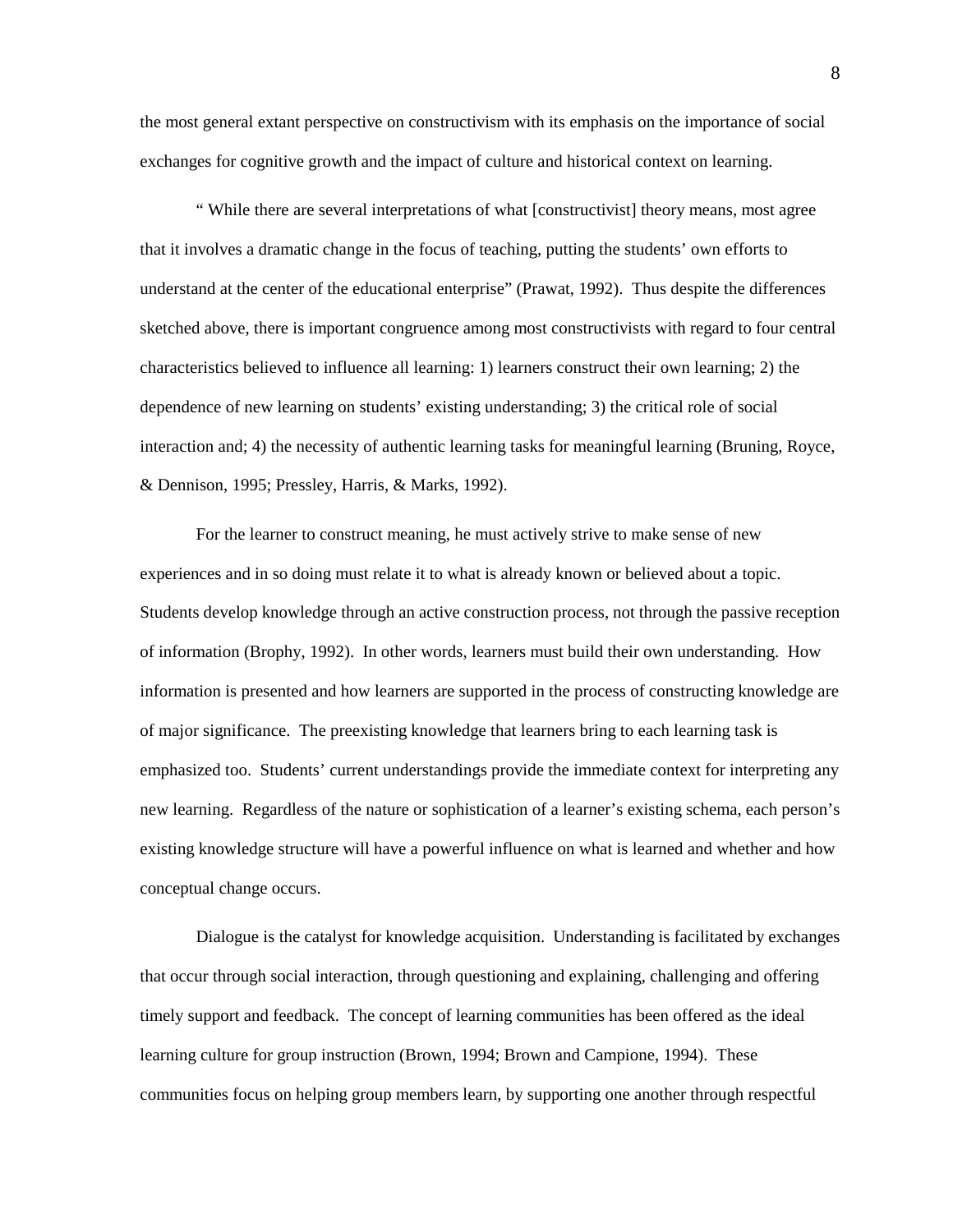the most general extant perspective on constructivism with its emphasis on the importance of social exchanges for cognitive growth and the impact of culture and historical context on learning.

" While there are several interpretations of what [constructivist] theory means, most agree that it involves a dramatic change in the focus of teaching, putting the students' own efforts to understand at the center of the educational enterprise" (Prawat, 1992). Thus despite the differences sketched above, there is important congruence among most constructivists with regard to four central characteristics believed to influence all learning: 1) learners construct their own learning; 2) the dependence of new learning on students' existing understanding; 3) the critical role of social interaction and; 4) the necessity of authentic learning tasks for meaningful learning (Bruning, Royce, & Dennison, 1995; Pressley, Harris, & Marks, 1992).

For the learner to construct meaning, he must actively strive to make sense of new experiences and in so doing must relate it to what is already known or believed about a topic. Students develop knowledge through an active construction process, not through the passive reception of information (Brophy, 1992). In other words, learners must build their own understanding. How information is presented and how learners are supported in the process of constructing knowledge are of major significance. The preexisting knowledge that learners bring to each learning task is emphasized too. Students' current understandings provide the immediate context for interpreting any new learning. Regardless of the nature or sophistication of a learner's existing schema, each person's existing knowledge structure will have a powerful influence on what is learned and whether and how conceptual change occurs.

Dialogue is the catalyst for knowledge acquisition. Understanding is facilitated by exchanges that occur through social interaction, through questioning and explaining, challenging and offering timely support and feedback. The concept of learning communities has been offered as the ideal learning culture for group instruction (Brown, 1994; Brown and Campione, 1994). These communities focus on helping group members learn, by supporting one another through respectful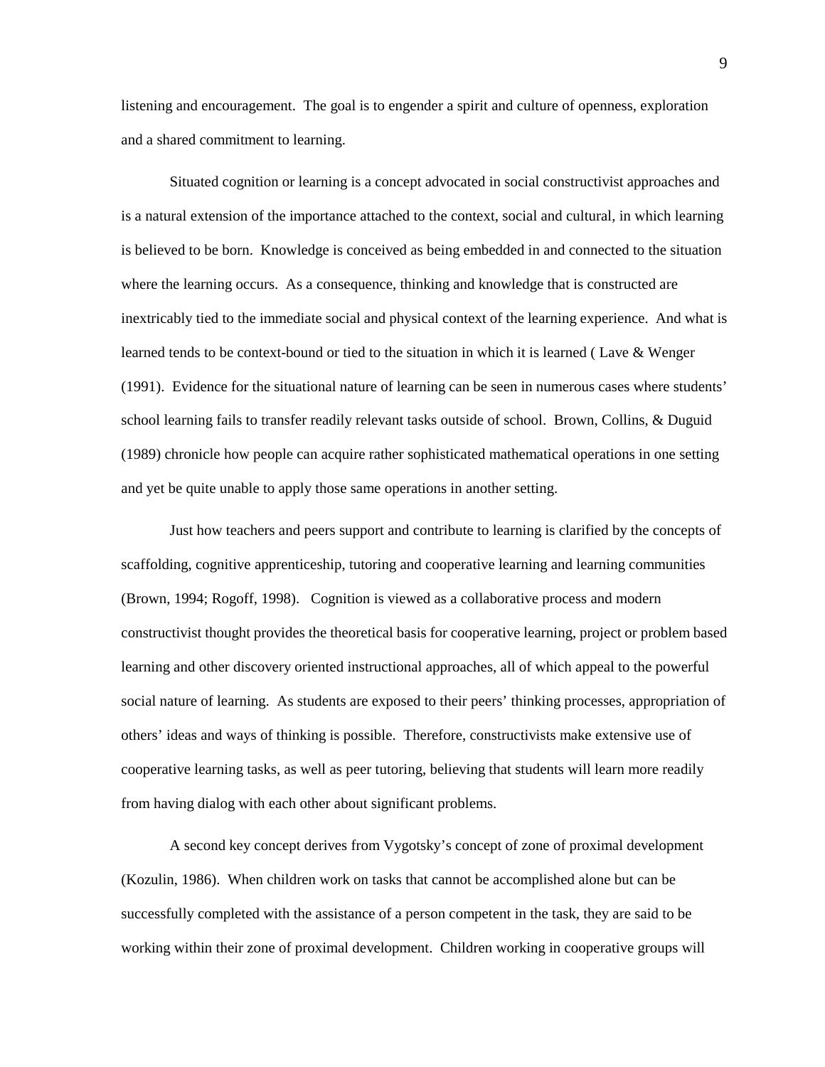listening and encouragement. The goal is to engender a spirit and culture of openness, exploration and a shared commitment to learning.

Situated cognition or learning is a concept advocated in social constructivist approaches and is a natural extension of the importance attached to the context, social and cultural, in which learning is believed to be born. Knowledge is conceived as being embedded in and connected to the situation where the learning occurs. As a consequence, thinking and knowledge that is constructed are inextricably tied to the immediate social and physical context of the learning experience. And what is learned tends to be context-bound or tied to the situation in which it is learned ( Lave & Wenger (1991). Evidence for the situational nature of learning can be seen in numerous cases where students' school learning fails to transfer readily relevant tasks outside of school. Brown, Collins, & Duguid (1989) chronicle how people can acquire rather sophisticated mathematical operations in one setting and yet be quite unable to apply those same operations in another setting.

Just how teachers and peers support and contribute to learning is clarified by the concepts of scaffolding, cognitive apprenticeship, tutoring and cooperative learning and learning communities (Brown, 1994; Rogoff, 1998). Cognition is viewed as a collaborative process and modern constructivist thought provides the theoretical basis for cooperative learning, project or problem based learning and other discovery oriented instructional approaches, all of which appeal to the powerful social nature of learning. As students are exposed to their peers' thinking processes, appropriation of others' ideas and ways of thinking is possible. Therefore, constructivists make extensive use of cooperative learning tasks, as well as peer tutoring, believing that students will learn more readily from having dialog with each other about significant problems.

A second key concept derives from Vygotsky's concept of zone of proximal development (Kozulin, 1986). When children work on tasks that cannot be accomplished alone but can be successfully completed with the assistance of a person competent in the task, they are said to be working within their zone of proximal development. Children working in cooperative groups will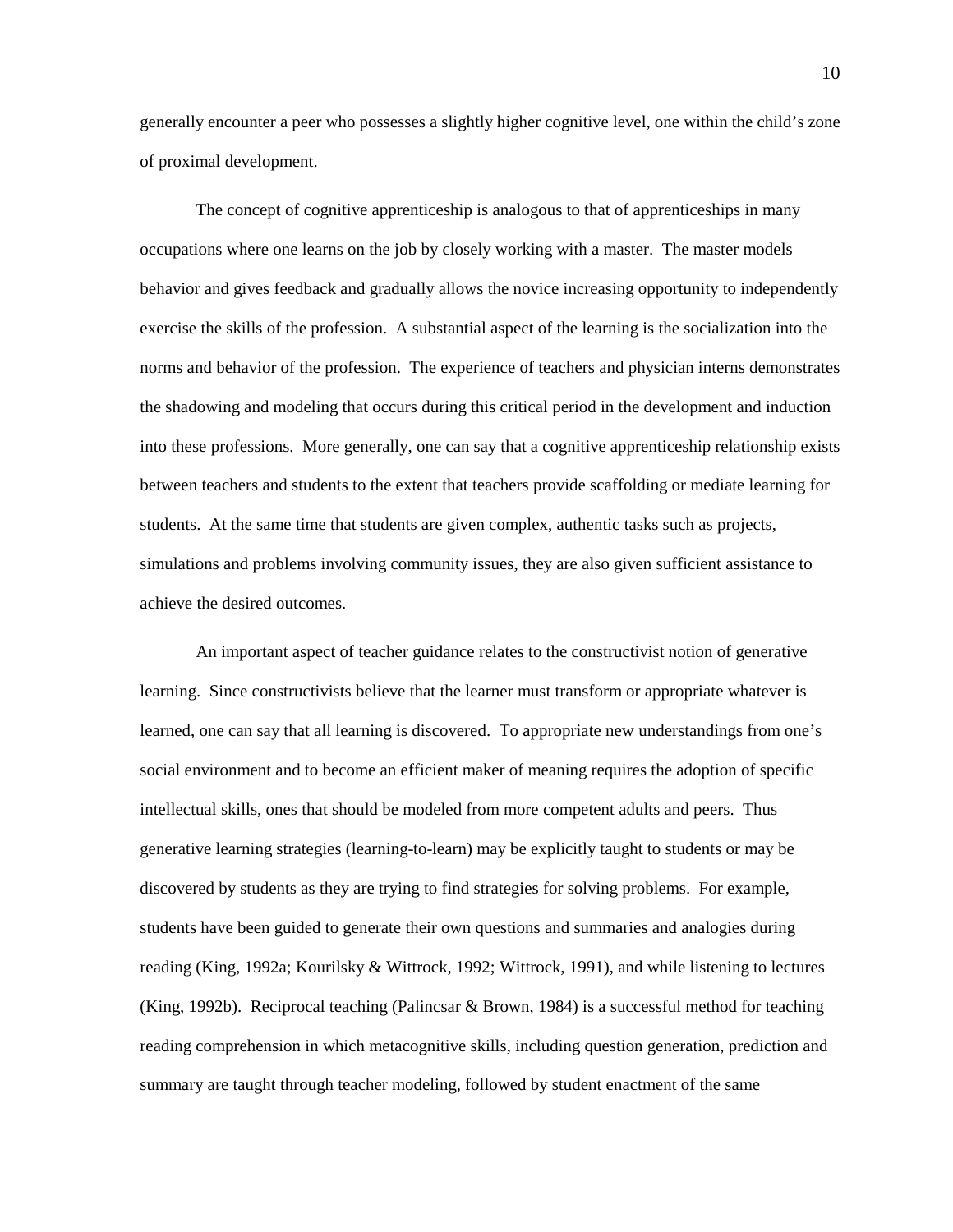generally encounter a peer who possesses a slightly higher cognitive level, one within the child's zone of proximal development.

The concept of cognitive apprenticeship is analogous to that of apprenticeships in many occupations where one learns on the job by closely working with a master. The master models behavior and gives feedback and gradually allows the novice increasing opportunity to independently exercise the skills of the profession. A substantial aspect of the learning is the socialization into the norms and behavior of the profession. The experience of teachers and physician interns demonstrates the shadowing and modeling that occurs during this critical period in the development and induction into these professions. More generally, one can say that a cognitive apprenticeship relationship exists between teachers and students to the extent that teachers provide scaffolding or mediate learning for students. At the same time that students are given complex, authentic tasks such as projects, simulations and problems involving community issues, they are also given sufficient assistance to achieve the desired outcomes.

An important aspect of teacher guidance relates to the constructivist notion of generative learning. Since constructivists believe that the learner must transform or appropriate whatever is learned, one can say that all learning is discovered. To appropriate new understandings from one's social environment and to become an efficient maker of meaning requires the adoption of specific intellectual skills, ones that should be modeled from more competent adults and peers. Thus generative learning strategies (learning-to-learn) may be explicitly taught to students or may be discovered by students as they are trying to find strategies for solving problems. For example, students have been guided to generate their own questions and summaries and analogies during reading (King, 1992a; Kourilsky & Wittrock, 1992; Wittrock, 1991), and while listening to lectures (King, 1992b). Reciprocal teaching (Palincsar & Brown, 1984) is a successful method for teaching reading comprehension in which metacognitive skills, including question generation, prediction and summary are taught through teacher modeling, followed by student enactment of the same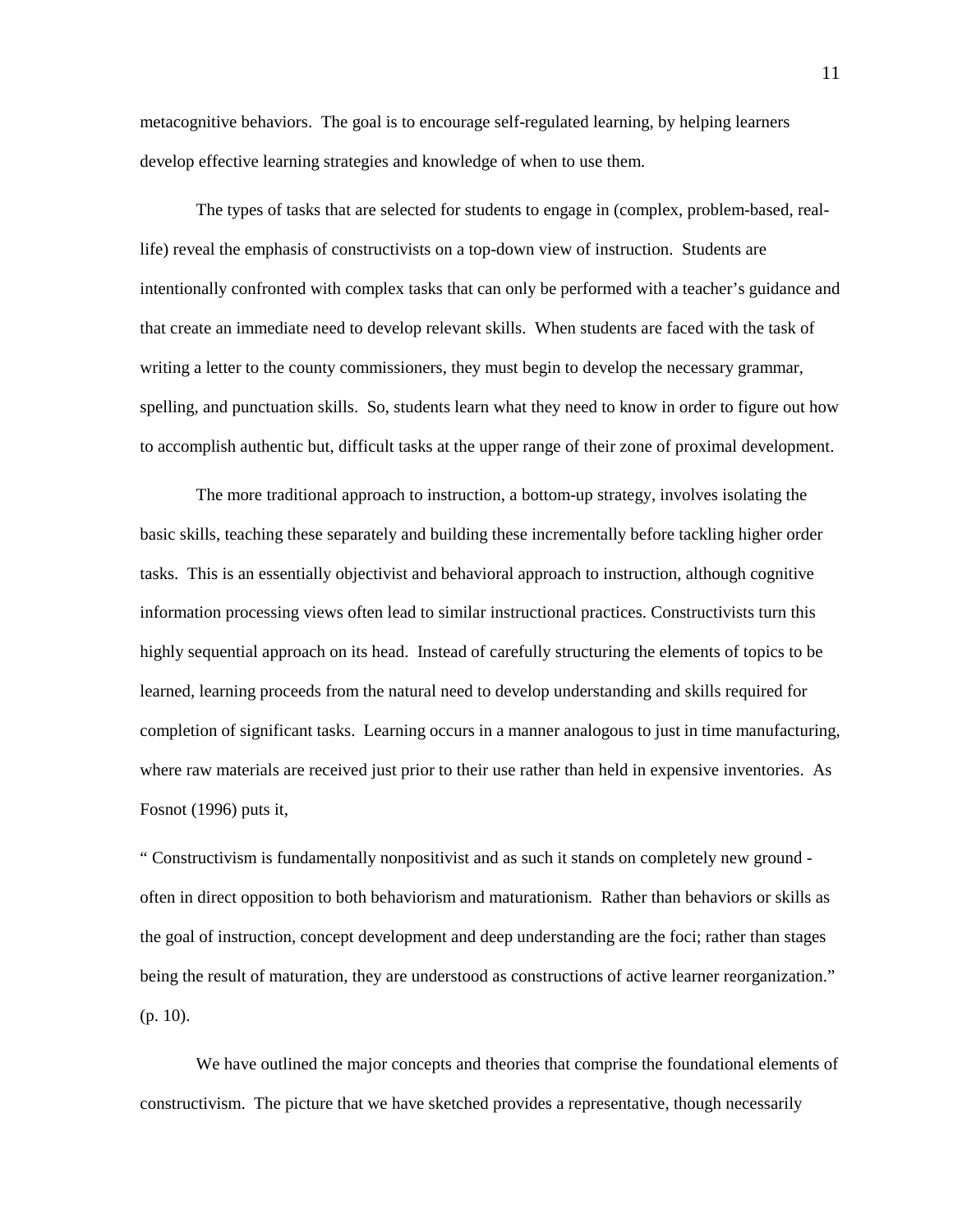metacognitive behaviors. The goal is to encourage self-regulated learning, by helping learners develop effective learning strategies and knowledge of when to use them.

The types of tasks that are selected for students to engage in (complex, problem-based, real-life) reveal the emphasis of constructivists on a top-down view of instruction. Students are intentionally confronted with complex tasks that can only be performed with a teacher's guidance and that create an immediate need to develop relevant skills. When students are faced with the task of writing a letter to the county commissioners, they must begin to develop the necessary grammar, spelling, and punctuation skills. So, students learn what they need to know in order to figure out how to accomplish authentic but, difficult tasks at the upper range of their zone of proximal development.

The more traditional approach to instruction, a bottom-up strategy, involves isolating the basic skills, teaching these separately and building these incrementally before tackling higher order tasks. This is an essentially objectivist and behavioral approach to instruction, although cognitive information processing views often lead to similar instructional practices. Constructivists turn this highly sequential approach on its head. Instead of carefully structuring the elements of topics to be learned, learning proceeds from the natural need to develop understanding and skills required for completion of significant tasks. Learning occurs in a manner analogous to just in time manufacturing, where raw materials are received just prior to their use rather than held in expensive inventories. As Fosnot (1996) puts it,

" Constructivism is fundamentally nonpositivist and as such it stands on completely new ground - often in direct opposition to both behaviorism and maturationism. Rather than behaviors or skills as the goal of instruction, concept development and deep understanding are the foci; rather than stages being the result of maturation, they are understood as constructions of active learner reorganization." (p. 10).

We have outlined the major concepts and theories that comprise the foundational elements of constructivism. The picture that we have sketched provides a representative, though necessarily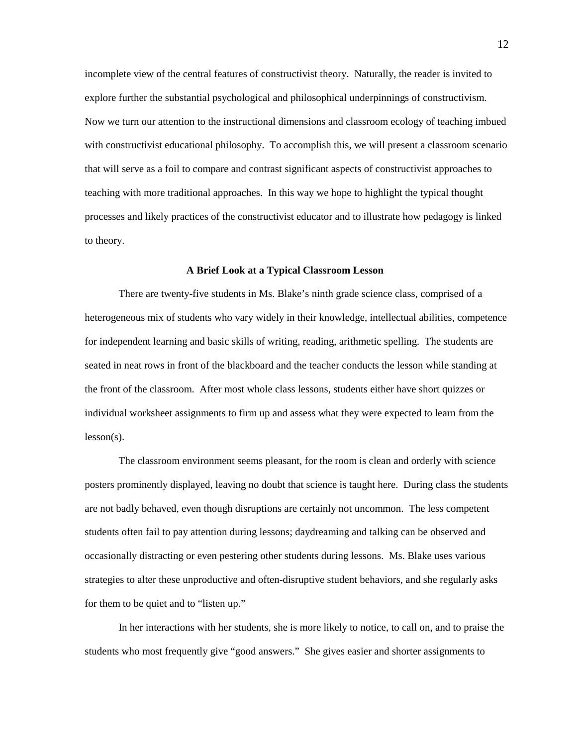incomplete view of the central features of constructivist theory. Naturally, the reader is invited to explore further the substantial psychological and philosophical underpinnings of constructivism. Now we turn our attention to the instructional dimensions and classroom ecology of teaching imbued with constructivist educational philosophy. To accomplish this, we will present a classroom scenario that will serve as a foil to compare and contrast significant aspects of constructivist approaches to teaching with more traditional approaches. In this way we hope to highlight the typical thought processes and likely practices of the constructivist educator and to illustrate how pedagogy is linked to theory.

### A Brief Look at a Typical Classroom Lesson

There are twenty-five students in Ms. Blake's ninth grade science class, comprised of a heterogeneous mix of students who vary widely in their knowledge, intellectual abilities, competence for independent learning and basic skills of writing, reading, arithmetic spelling. The students are seated in neat rows in front of the blackboard and the teacher conducts the lesson while standing at the front of the classroom. After most whole class lessons, students either have short quizzes or individual worksheet assignments to firm up and assess what they were expected to learn from the lesson(s).

The classroom environment seems pleasant, for the room is clean and orderly with science posters prominently displayed, leaving no doubt that science is taught here. During class the students are not badly behaved, even though disruptions are certainly not uncommon. The less competent students often fail to pay attention during lessons; daydreaming and talking can be observed and occasionally distracting or even pestering other students during lessons. Ms. Blake uses various strategies to alter these unproductive and often-disruptive student behaviors, and she regularly asks for them to be quiet and to "listen up."

In her interactions with her students, she is more likely to notice, to call on, and to praise the students who most frequently give "good answers." She gives easier and shorter assignments to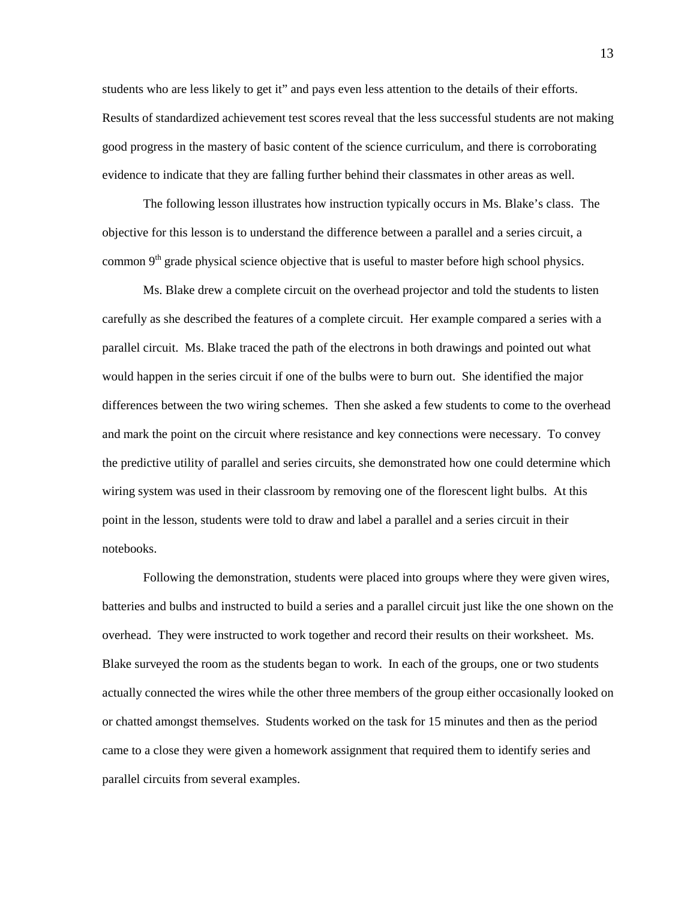students who are less likely to get it" and pays even less attention to the details of their efforts. Results of standardized achievement test scores reveal that the less successful students are not making good progress in the mastery of basic content of the science curriculum, and there is corroborating evidence to indicate that they are falling further behind their classmates in other areas as well.

The following lesson illustrates how instruction typically occurs in Ms. Blake's class. The objective for this lesson is to understand the difference between a parallel and a series circuit, a common 9th grade physical science objective that is useful to master before high school physics.

Ms. Blake drew a complete circuit on the overhead projector and told the students to listen carefully as she described the features of a complete circuit. Her example compared a series with a parallel circuit. Ms. Blake traced the path of the electrons in both drawings and pointed out what would happen in the series circuit if one of the bulbs were to burn out. She identified the major differences between the two wiring schemes. Then she asked a few students to come to the overhead and mark the point on the circuit where resistance and key connections were necessary. To convey the predictive utility of parallel and series circuits, she demonstrated how one could determine which wiring system was used in their classroom by removing one of the florescent light bulbs. At this point in the lesson, students were told to draw and label a parallel and a series circuit in their notebooks.

Following the demonstration, students were placed into groups where they were given wires, batteries and bulbs and instructed to build a series and a parallel circuit just like the one shown on the overhead. They were instructed to work together and record their results on their worksheet. Ms. Blake surveyed the room as the students began to work. In each of the groups, one or two students actually connected the wires while the other three members of the group either occasionally looked on or chatted amongst themselves. Students worked on the task for 15 minutes and then as the period came to a close they were given a homework assignment that required them to identify series and parallel circuits from several examples.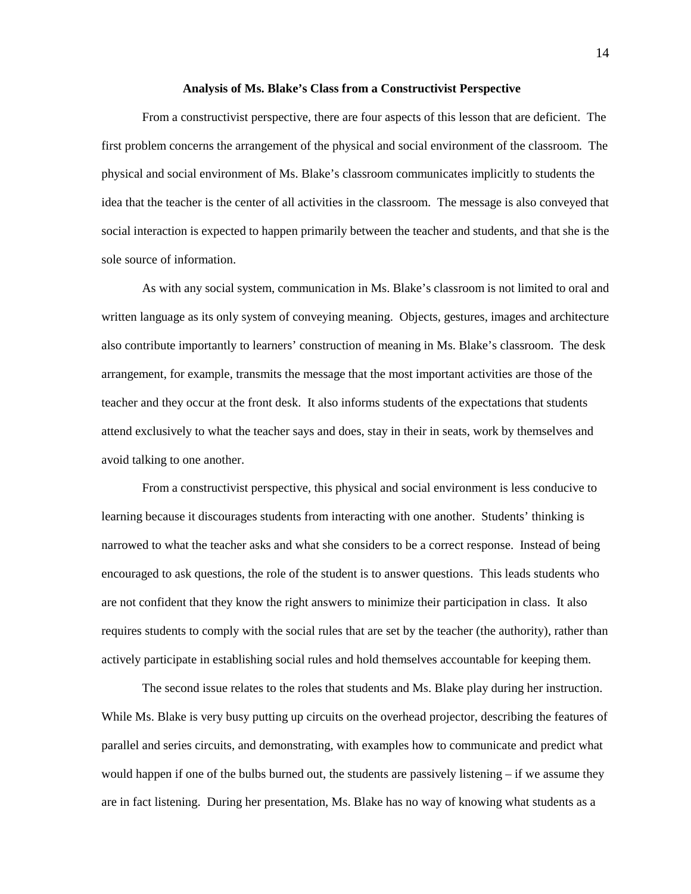**Analysis of Ms. Blake's Class from a Constructivist Perspective**

From a constructivist perspective, there are four aspects of this lesson that are deficient. The first problem concerns the arrangement of the physical and social environment of the classroom. The physical and social environment of Ms. Blake's classroom communicates implicitly to students the idea that the teacher is the center of all activities in the classroom. The message is also conveyed that social interaction is expected to happen primarily between the teacher and students, and that she is the sole source of information.

As with any social system, communication in Ms. Blake's classroom is not limited to oral and written language as its only system of conveying meaning. Objects, gestures, images and architecture also contribute importantly to learners' construction of meaning in Ms. Blake's classroom. The desk arrangement, for example, transmits the message that the most important activities are those of the teacher and they occur at the front desk. It also informs students of the expectations that students attend exclusively to what the teacher says and does, stay in their in seats, work by themselves and avoid talking to one another.

From a constructivist perspective, this physical and social environment is less conducive to learning because it discourages students from interacting with one another. Students' thinking is narrowed to what the teacher asks and what she considers to be a correct response. Instead of being encouraged to ask questions, the role of the student is to answer questions. This leads students who are not confident that they know the right answers to minimize their participation in class. It also requires students to comply with the social rules that are set by the teacher (the authority), rather than actively participate in establishing social rules and hold themselves accountable for keeping them.

The second issue relates to the roles that students and Ms. Blake play during her instruction. While Ms. Blake is very busy putting up circuits on the overhead projector, describing the features of parallel and series circuits, and demonstrating, with examples how to communicate and predict what would happen if one of the bulbs burned out, the students are passively listening – if we assume they are in fact listening. During her presentation, Ms. Blake has no way of knowing what students as a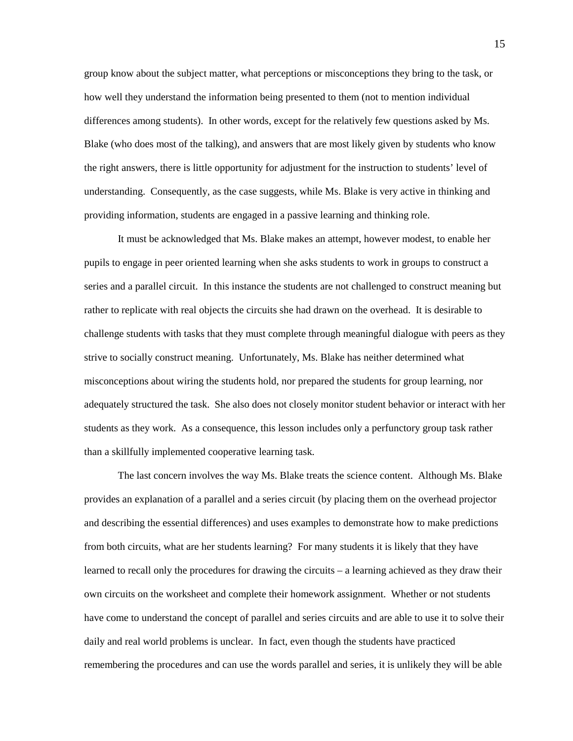group know about the subject matter, what perceptions or misconceptions they bring to the task, or how well they understand the information being presented to them (not to mention individual differences among students). In other words, except for the relatively few questions asked by Ms. Blake (who does most of the talking), and answers that are most likely given by students who know the right answers, there is little opportunity for adjustment for the instruction to students' level of understanding. Consequently, as the case suggests, while Ms. Blake is very active in thinking and providing information, students are engaged in a passive learning and thinking role.

It must be acknowledged that Ms. Blake makes an attempt, however modest, to enable her pupils to engage in peer oriented learning when she asks students to work in groups to construct a series and a parallel circuit. In this instance the students are not challenged to construct meaning but rather to replicate with real objects the circuits she had drawn on the overhead. It is desirable to challenge students with tasks that they must complete through meaningful dialogue with peers as they strive to socially construct meaning. Unfortunately, Ms. Blake has neither determined what misconceptions about wiring the students hold, nor prepared the students for group learning, nor adequately structured the task. She also does not closely monitor student behavior or interact with her students as they work. As a consequence, this lesson includes only a perfunctory group task rather than a skillfully implemented cooperative learning task.

The last concern involves the way Ms. Blake treats the science content. Although Ms. Blake provides an explanation of a parallel and a series circuit (by placing them on the overhead projector and describing the essential differences) and uses examples to demonstrate how to make predictions from both circuits, what are her students learning? For many students it is likely that they have learned to recall only the procedures for drawing the circuits – a learning achieved as they draw their own circuits on the worksheet and complete their homework assignment. Whether or not students have come to understand the concept of parallel and series circuits and are able to use it to solve their daily and real world problems is unclear. In fact, even though the students have practiced remembering the procedures and can use the words parallel and series, it is unlikely they will be able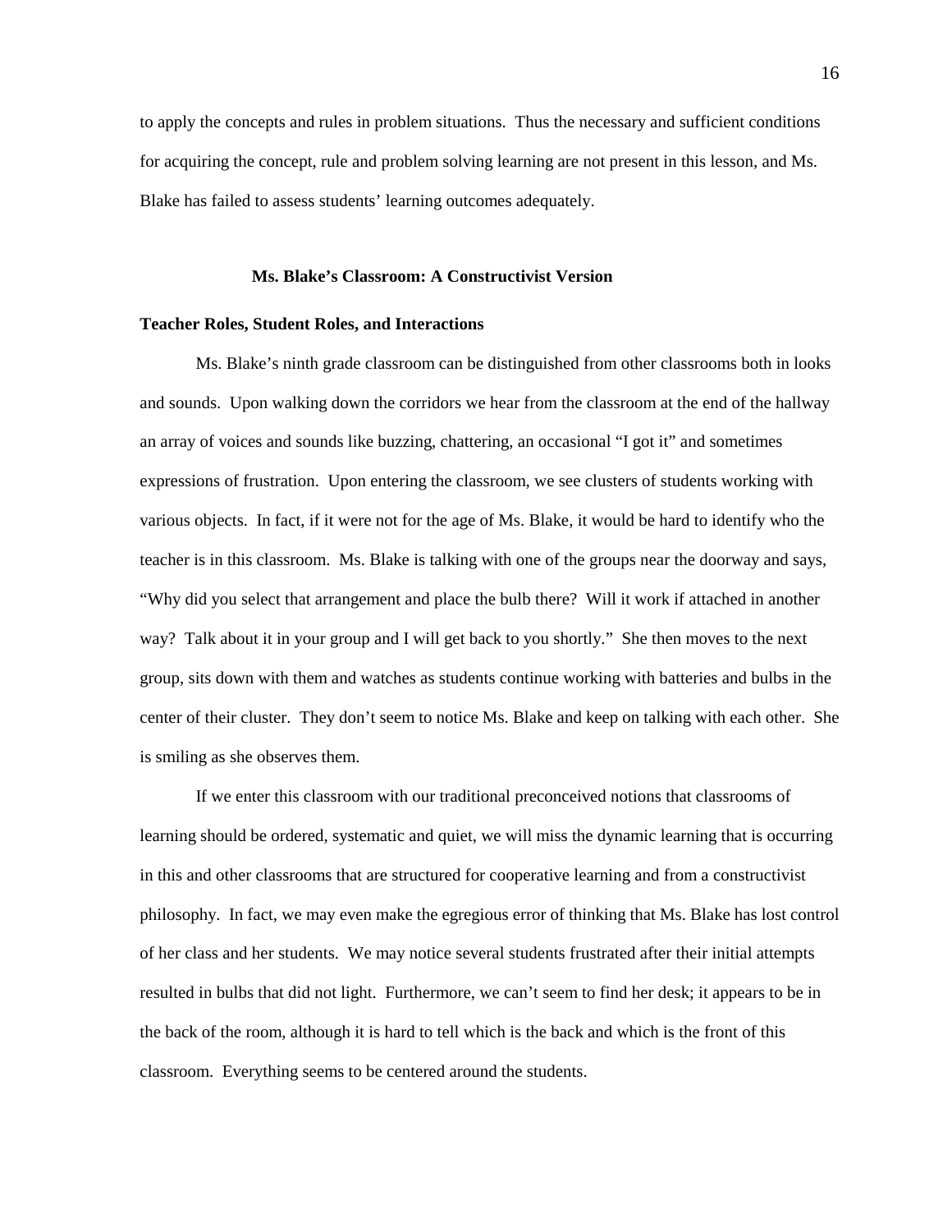to apply the concepts and rules in problem situations. Thus the necessary and sufficient conditions for acquiring the concept, rule and problem solving learning are not present in this lesson, and Ms. Blake has failed to assess students' learning outcomes adequately.

## Ms. Blake's Classroom: A Constructivist Version

### Teacher Roles, Student Roles, and Interactions

Ms. Blake's ninth grade classroom can be distinguished from other classrooms both in looks and sounds. Upon walking down the corridors we hear from the classroom at the end of the hallway an array of voices and sounds like buzzing, chattering, an occasional "I got it" and sometimes expressions of frustration. Upon entering the classroom, we see clusters of students working with various objects. In fact, if it were not for the age of Ms. Blake, it would be hard to identify who the teacher is in this classroom. Ms. Blake is talking with one of the groups near the doorway and says, "Why did you select that arrangement and place the bulb there? Will it work if attached in another way? Talk about it in your group and I will get back to you shortly." She then moves to the next group, sits down with them and watches as students continue working with batteries and bulbs in the center of their cluster. They don't seem to notice Ms. Blake and keep on talking with each other. She is smiling as she observes them.

If we enter this classroom with our traditional preconceived notions that classrooms of learning should be ordered, systematic and quiet, we will miss the dynamic learning that is occurring in this and other classrooms that are structured for cooperative learning and from a constructivist philosophy. In fact, we may even make the egregious error of thinking that Ms. Blake has lost control of her class and her students. We may notice several students frustrated after their initial attempts resulted in bulbs that did not light. Furthermore, we can't seem to find her desk; it appears to be in the back of the room, although it is hard to tell which is the back and which is the front of this classroom. Everything seems to be centered around the students.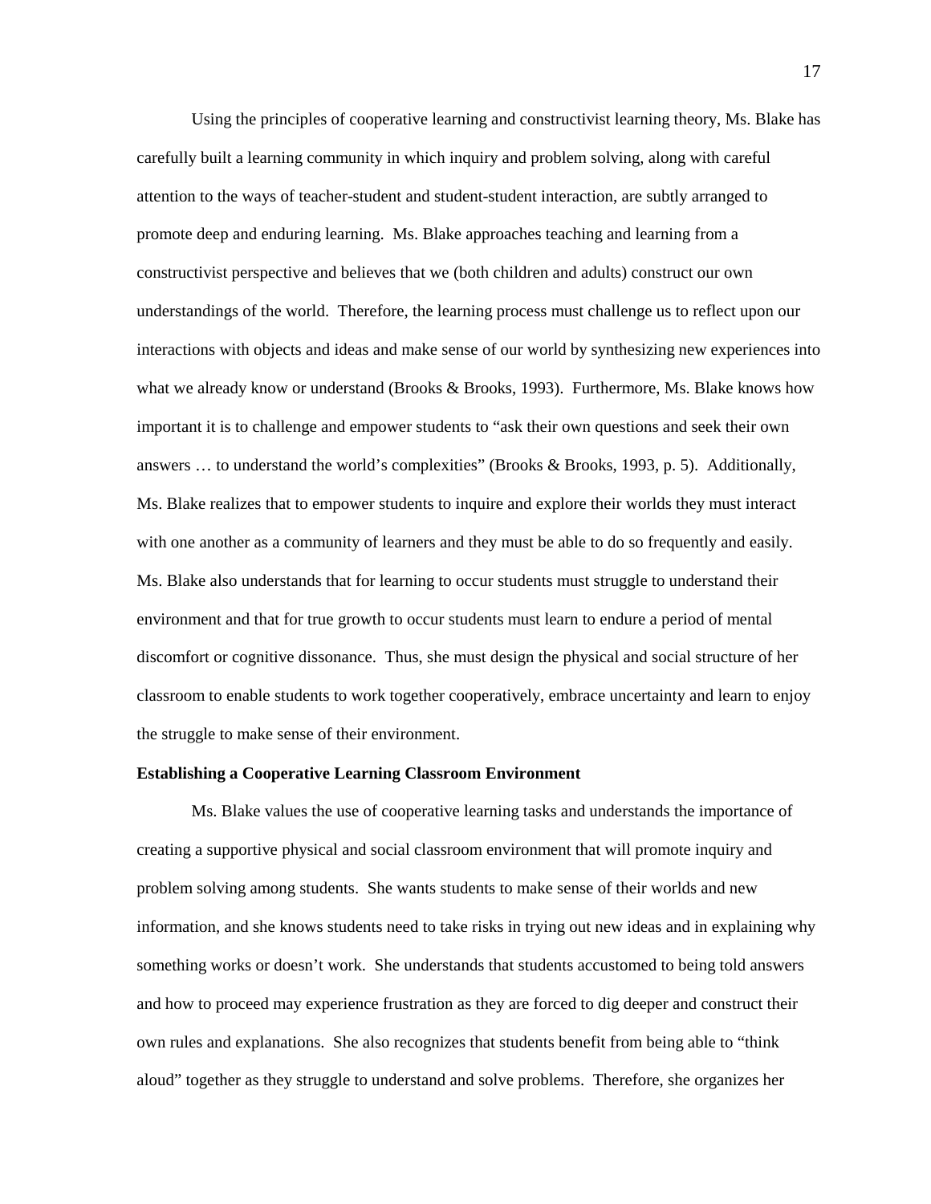Using the principles of cooperative learning and constructivist learning theory, Ms. Blake has carefully built a learning community in which inquiry and problem solving, along with careful attention to the ways of teacher-student and student-student interaction, are subtly arranged to promote deep and enduring learning. Ms. Blake approaches teaching and learning from a constructivist perspective and believes that we (both children and adults) construct our own understandings of the world. Therefore, the learning process must challenge us to reflect upon our interactions with objects and ideas and make sense of our world by synthesizing new experiences into what we already know or understand (Brooks & Brooks, 1993). Furthermore, Ms. Blake knows how important it is to challenge and empower students to "ask their own questions and seek their own answers … to understand the world's complexities" (Brooks & Brooks, 1993, p. 5). Additionally, Ms. Blake realizes that to empower students to inquire and explore their worlds they must interact with one another as a community of learners and they must be able to do so frequently and easily. Ms. Blake also understands that for learning to occur students must struggle to understand their environment and that for true growth to occur students must learn to endure a period of mental discomfort or cognitive dissonance. Thus, she must design the physical and social structure of her classroom to enable students to work together cooperatively, embrace uncertainty and learn to enjoy the struggle to make sense of their environment.

**Establishing a Cooperative Learning Classroom Environment**

Ms. Blake values the use of cooperative learning tasks and understands the importance of creating a supportive physical and social classroom environment that will promote inquiry and problem solving among students. She wants students to make sense of their worlds and new information, and she knows students need to take risks in trying out new ideas and in explaining why something works or doesn't work. She understands that students accustomed to being told answers and how to proceed may experience frustration as they are forced to dig deeper and construct their own rules and explanations. She also recognizes that students benefit from being able to "think aloud" together as they struggle to understand and solve problems. Therefore, she organizes her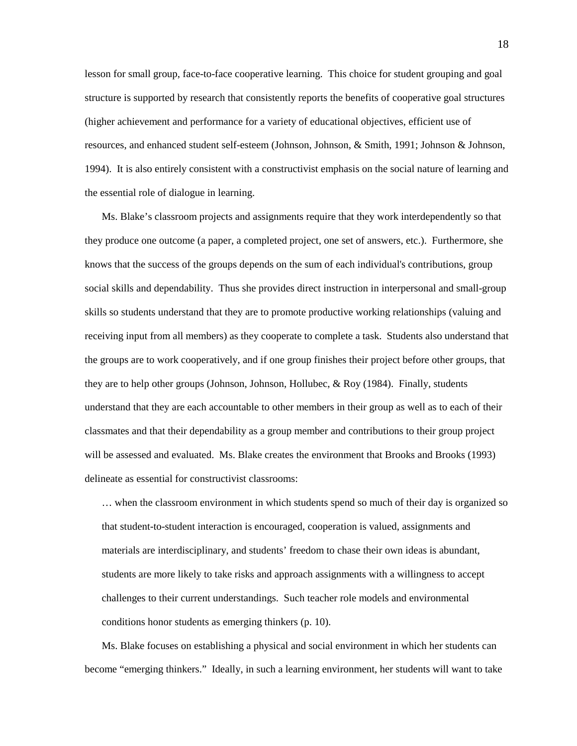lesson for small group, face-to-face cooperative learning. This choice for student grouping and goal structure is supported by research that consistently reports the benefits of cooperative goal structures (higher achievement and performance for a variety of educational objectives, efficient use of resources, and enhanced student self-esteem (Johnson, Johnson, & Smith, 1991; Johnson & Johnson, 1994). It is also entirely consistent with a constructivist emphasis on the social nature of learning and the essential role of dialogue in learning.

Ms. Blake's classroom projects and assignments require that they work interdependently so that they produce one outcome (a paper, a completed project, one set of answers, etc.). Furthermore, she knows that the success of the groups depends on the sum of each individual's contributions, group social skills and dependability. Thus she provides direct instruction in interpersonal and small-group skills so students understand that they are to promote productive working relationships (valuing and receiving input from all members) as they cooperate to complete a task. Students also understand that the groups are to work cooperatively, and if one group finishes their project before other groups, that they are to help other groups (Johnson, Johnson, Hollubec, & Roy (1984). Finally, students understand that they are each accountable to other members in their group as well as to each of their classmates and that their dependability as a group member and contributions to their group project will be assessed and evaluated. Ms. Blake creates the environment that Brooks and Brooks (1993) delineate as essential for constructivist classrooms:

> … when the classroom environment in which students spend so much of their day is organized so that student-to-student interaction is encouraged, cooperation is valued, assignments and materials are interdisciplinary, and students' freedom to chase their own ideas is abundant, students are more likely to take risks and approach assignments with a willingness to accept challenges to their current understandings. Such teacher role models and environmental conditions honor students as emerging thinkers (p. 10).

Ms. Blake focuses on establishing a physical and social environment in which her students can become "emerging thinkers." Ideally, in such a learning environment, her students will want to take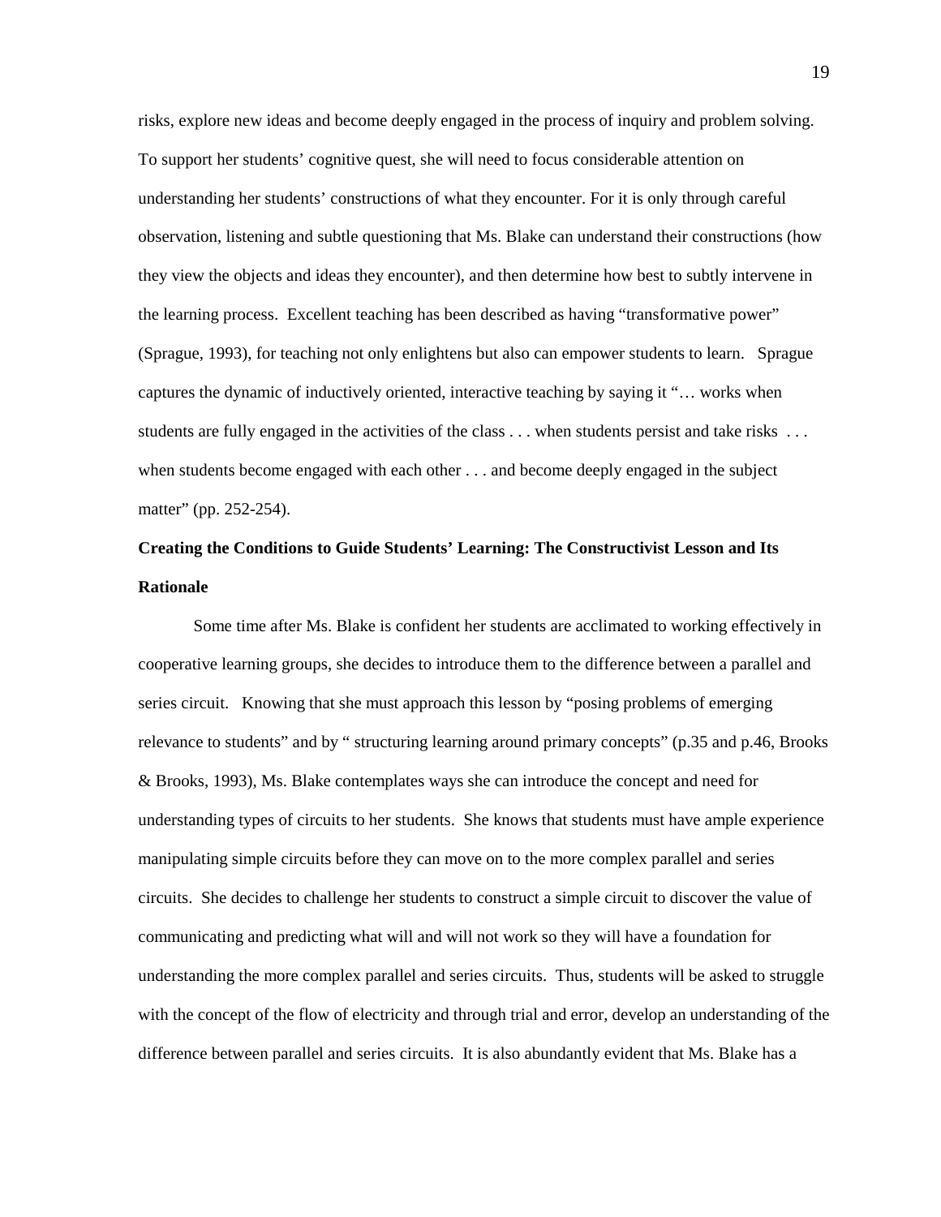risks, explore new ideas and become deeply engaged in the process of inquiry and problem solving. To support her students' cognitive quest, she will need to focus considerable attention on understanding her students' constructions of what they encounter. For it is only through careful observation, listening and subtle questioning that Ms. Blake can understand their constructions (how they view the objects and ideas they encounter), and then determine how best to subtly intervene in the learning process. Excellent teaching has been described as having "transformative power" (Sprague, 1993), for teaching not only enlightens but also can empower students to learn. Sprague captures the dynamic of inductively oriented, interactive teaching by saying it "… works when students are fully engaged in the activities of the class . . . when students persist and take risks . . . when students become engaged with each other . . . and become deeply engaged in the subject matter" (pp. 252-254).

**Creating the Conditions to Guide Students' Learning: The Constructivist Lesson and Its Rationale**

Some time after Ms. Blake is confident her students are acclimated to working effectively in cooperative learning groups, she decides to introduce them to the difference between a parallel and series circuit. Knowing that she must approach this lesson by "posing problems of emerging relevance to students" and by " structuring learning around primary concepts" (p.35 and p.46, Brooks & Brooks, 1993), Ms. Blake contemplates ways she can introduce the concept and need for understanding types of circuits to her students. She knows that students must have ample experience manipulating simple circuits before they can move on to the more complex parallel and series circuits. She decides to challenge her students to construct a simple circuit to discover the value of communicating and predicting what will and will not work so they will have a foundation for understanding the more complex parallel and series circuits. Thus, students will be asked to struggle with the concept of the flow of electricity and through trial and error, develop an understanding of the difference between parallel and series circuits. It is also abundantly evident that Ms. Blake has a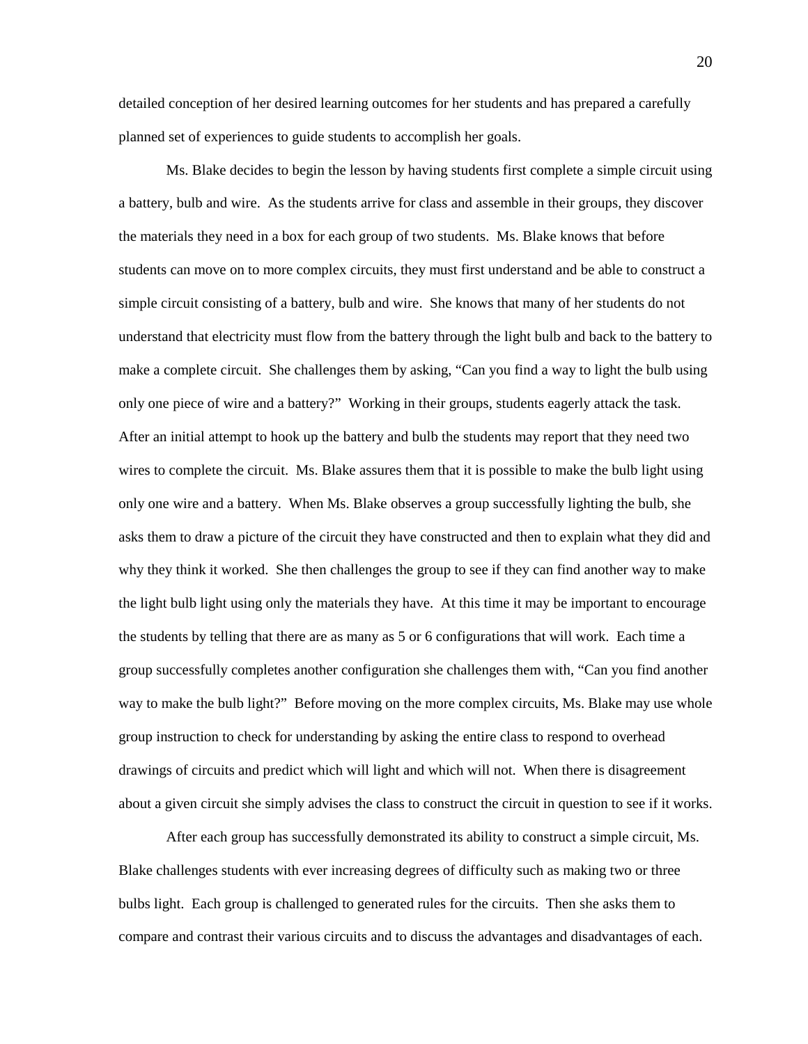detailed conception of her desired learning outcomes for her students and has prepared a carefully planned set of experiences to guide students to accomplish her goals.

Ms. Blake decides to begin the lesson by having students first complete a simple circuit using a battery, bulb and wire. As the students arrive for class and assemble in their groups, they discover the materials they need in a box for each group of two students. Ms. Blake knows that before students can move on to more complex circuits, they must first understand and be able to construct a simple circuit consisting of a battery, bulb and wire. She knows that many of her students do not understand that electricity must flow from the battery through the light bulb and back to the battery to make a complete circuit. She challenges them by asking, "Can you find a way to light the bulb using only one piece of wire and a battery?" Working in their groups, students eagerly attack the task. After an initial attempt to hook up the battery and bulb the students may report that they need two wires to complete the circuit. Ms. Blake assures them that it is possible to make the bulb light using only one wire and a battery. When Ms. Blake observes a group successfully lighting the bulb, she asks them to draw a picture of the circuit they have constructed and then to explain what they did and why they think it worked. She then challenges the group to see if they can find another way to make the light bulb light using only the materials they have. At this time it may be important to encourage the students by telling that there are as many as 5 or 6 configurations that will work. Each time a group successfully completes another configuration she challenges them with, "Can you find another way to make the bulb light?" Before moving on the more complex circuits, Ms. Blake may use whole group instruction to check for understanding by asking the entire class to respond to overhead drawings of circuits and predict which will light and which will not. When there is disagreement about a given circuit she simply advises the class to construct the circuit in question to see if it works.

After each group has successfully demonstrated its ability to construct a simple circuit, Ms. Blake challenges students with ever increasing degrees of difficulty such as making two or three bulbs light. Each group is challenged to generated rules for the circuits. Then she asks them to compare and contrast their various circuits and to discuss the advantages and disadvantages of each.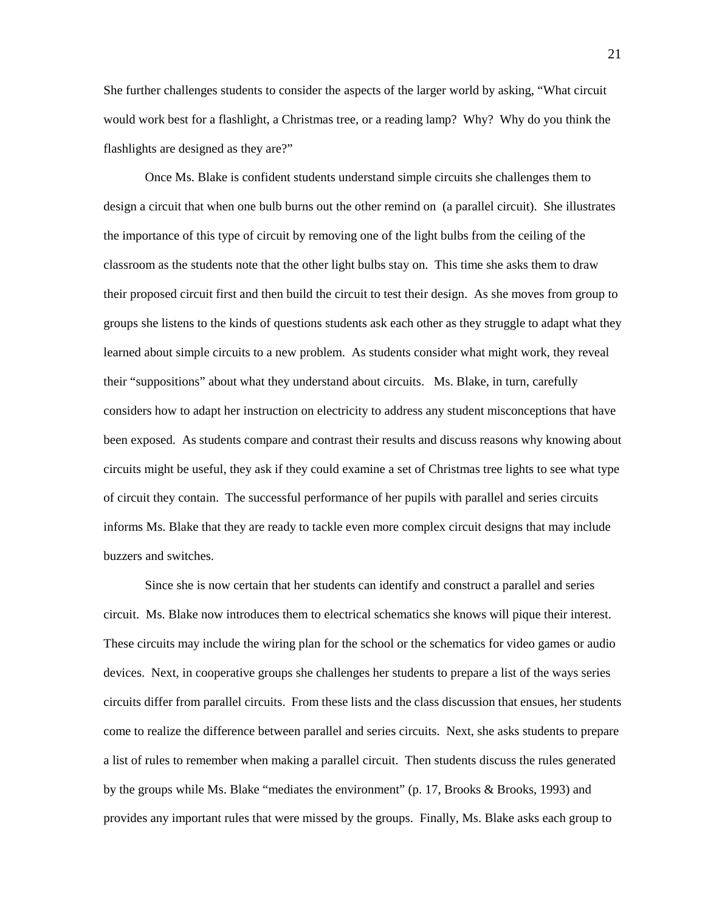She further challenges students to consider the aspects of the larger world by asking, "What circuit would work best for a flashlight, a Christmas tree, or a reading lamp? Why? Why do you think the flashlights are designed as they are?"

Once Ms. Blake is confident students understand simple circuits she challenges them to design a circuit that when one bulb burns out the other remind on (a parallel circuit). She illustrates the importance of this type of circuit by removing one of the light bulbs from the ceiling of the classroom as the students note that the other light bulbs stay on. This time she asks them to draw their proposed circuit first and then build the circuit to test their design. As she moves from group to groups she listens to the kinds of questions students ask each other as they struggle to adapt what they learned about simple circuits to a new problem. As students consider what might work, they reveal their "suppositions" about what they understand about circuits. Ms. Blake, in turn, carefully considers how to adapt her instruction on electricity to address any student misconceptions that have been exposed. As students compare and contrast their results and discuss reasons why knowing about circuits might be useful, they ask if they could examine a set of Christmas tree lights to see what type of circuit they contain. The successful performance of her pupils with parallel and series circuits informs Ms. Blake that they are ready to tackle even more complex circuit designs that may include buzzers and switches.

Since she is now certain that her students can identify and construct a parallel and series circuit. Ms. Blake now introduces them to electrical schematics she knows will pique their interest. These circuits may include the wiring plan for the school or the schematics for video games or audio devices. Next, in cooperative groups she challenges her students to prepare a list of the ways series circuits differ from parallel circuits. From these lists and the class discussion that ensues, her students come to realize the difference between parallel and series circuits. Next, she asks students to prepare a list of rules to remember when making a parallel circuit. Then students discuss the rules generated by the groups while Ms. Blake "mediates the environment" (p. 17, Brooks & Brooks, 1993) and provides any important rules that were missed by the groups. Finally, Ms. Blake asks each group to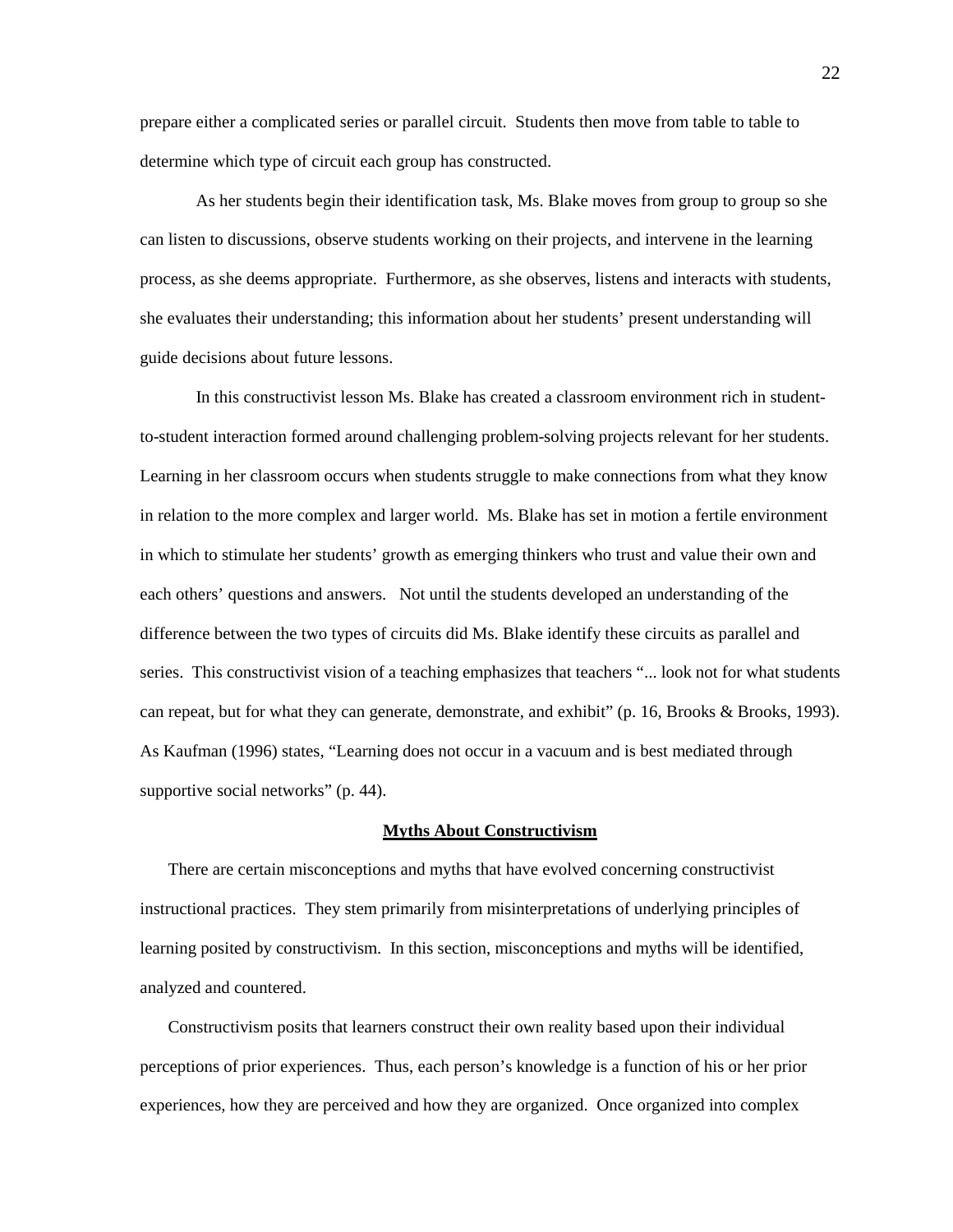prepare either a complicated series or parallel circuit. Students then move from table to table to determine which type of circuit each group has constructed.

As her students begin their identification task, Ms. Blake moves from group to group so she can listen to discussions, observe students working on their projects, and intervene in the learning process, as she deems appropriate. Furthermore, as she observes, listens and interacts with students, she evaluates their understanding; this information about her students' present understanding will guide decisions about future lessons.

In this constructivist lesson Ms. Blake has created a classroom environment rich in student-to-student interaction formed around challenging problem-solving projects relevant for her students. Learning in her classroom occurs when students struggle to make connections from what they know in relation to the more complex and larger world. Ms. Blake has set in motion a fertile environment in which to stimulate her students' growth as emerging thinkers who trust and value their own and each others' questions and answers. Not until the students developed an understanding of the difference between the two types of circuits did Ms. Blake identify these circuits as parallel and series. This constructivist vision of a teaching emphasizes that teachers "... look not for what students can repeat, but for what they can generate, demonstrate, and exhibit" (p. 16, Brooks & Brooks, 1993). As Kaufman (1996) states, "Learning does not occur in a vacuum and is best mediated through supportive social networks" (p. 44).

## Myths About Constructivism

There are certain misconceptions and myths that have evolved concerning constructivist instructional practices. They stem primarily from misinterpretations of underlying principles of learning posited by constructivism. In this section, misconceptions and myths will be identified, analyzed and countered.

Constructivism posits that learners construct their own reality based upon their individual perceptions of prior experiences. Thus, each person's knowledge is a function of his or her prior experiences, how they are perceived and how they are organized. Once organized into complex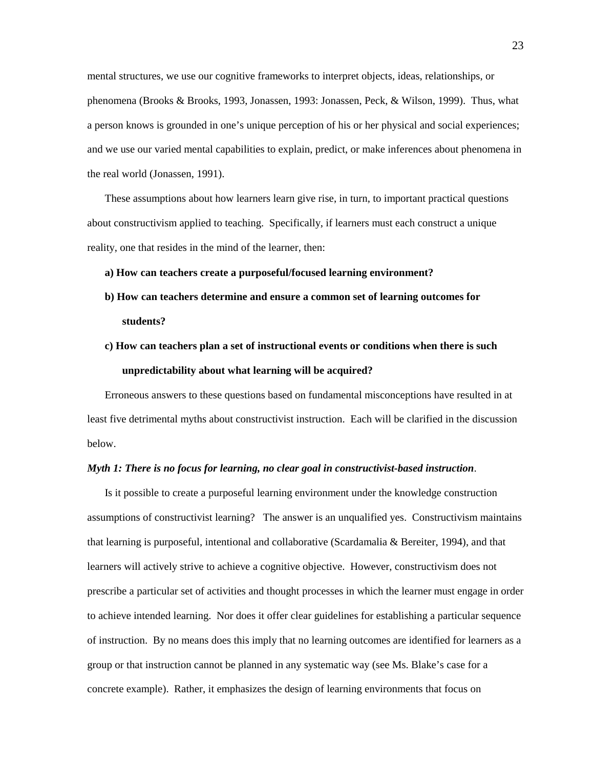mental structures, we use our cognitive frameworks to interpret objects, ideas, relationships, or phenomena (Brooks & Brooks, 1993, Jonassen, 1993: Jonassen, Peck, & Wilson, 1999). Thus, what a person knows is grounded in one's unique perception of his or her physical and social experiences; and we use our varied mental capabilities to explain, predict, or make inferences about phenomena in the real world (Jonassen, 1991).

These assumptions about how learners learn give rise, in turn, to important practical questions about constructivism applied to teaching. Specifically, if learners must each construct a unique reality, one that resides in the mind of the learner, then:

**a) How can teachers create a purposeful/focused learning environment?**

**b) How can teachers determine and ensure a common set of learning outcomes for students?**

**c) How can teachers plan a set of instructional events or conditions when there is such unpredictability about what learning will be acquired?**

Erroneous answers to these questions based on fundamental misconceptions have resulted in at least five detrimental myths about constructivist instruction. Each will be clarified in the discussion below.

***Myth 1: There is no focus for learning, no clear goal in constructivist-based instruction***.

Is it possible to create a purposeful learning environment under the knowledge construction assumptions of constructivist learning? The answer is an unqualified yes. Constructivism maintains that learning is purposeful, intentional and collaborative (Scardamalia & Bereiter, 1994), and that learners will actively strive to achieve a cognitive objective. However, constructivism does not prescribe a particular set of activities and thought processes in which the learner must engage in order to achieve intended learning. Nor does it offer clear guidelines for establishing a particular sequence of instruction. By no means does this imply that no learning outcomes are identified for learners as a group or that instruction cannot be planned in any systematic way (see Ms. Blake's case for a concrete example). Rather, it emphasizes the design of learning environments that focus on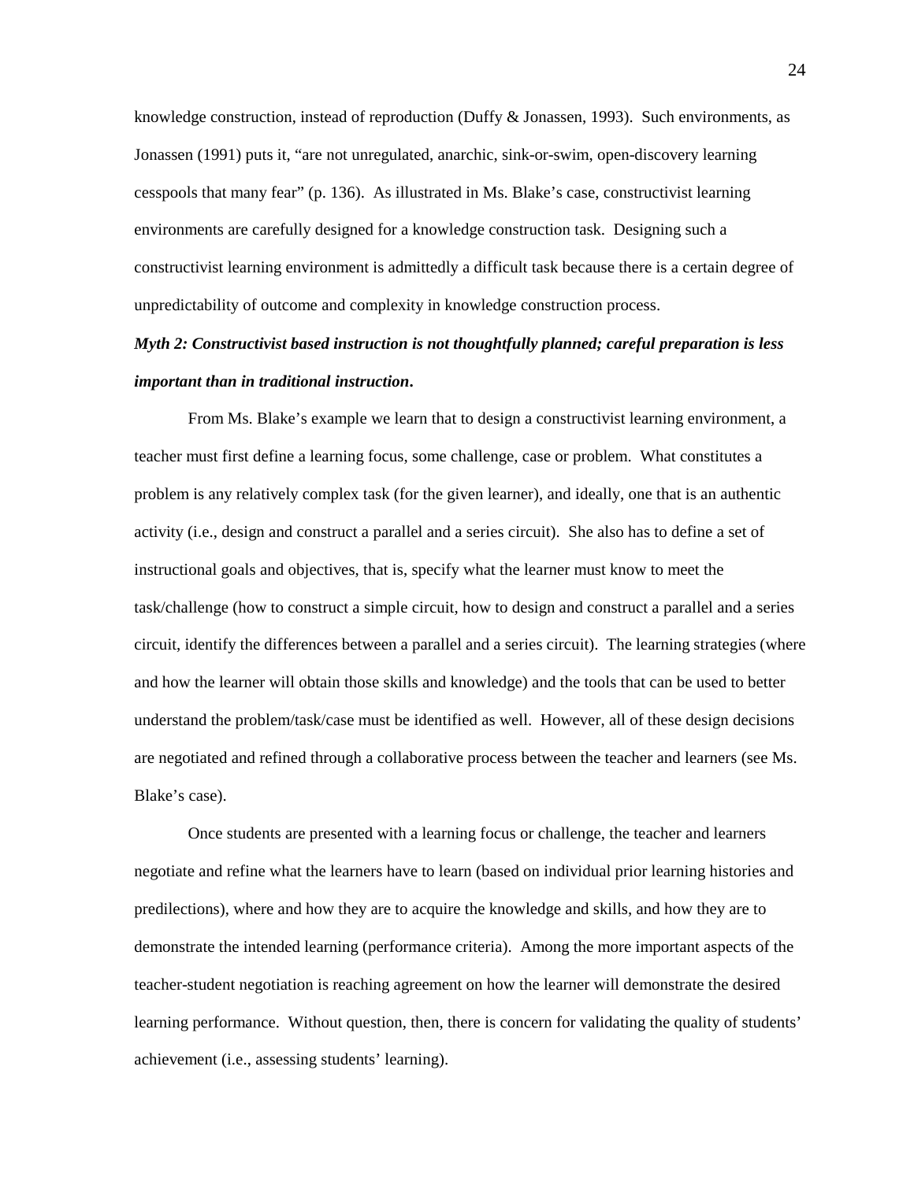knowledge construction, instead of reproduction (Duffy & Jonassen, 1993). Such environments, as Jonassen (1991) puts it, "are not unregulated, anarchic, sink-or-swim, open-discovery learning cesspools that many fear" (p. 136). As illustrated in Ms. Blake's case, constructivist learning environments are carefully designed for a knowledge construction task. Designing such a constructivist learning environment is admittedly a difficult task because there is a certain degree of unpredictability of outcome and complexity in knowledge construction process.

***Myth 2: Constructivist based instruction is not thoughtfully planned; careful preparation is less important than in traditional instruction.***

From Ms. Blake's example we learn that to design a constructivist learning environment, a teacher must first define a learning focus, some challenge, case or problem. What constitutes a problem is any relatively complex task (for the given learner), and ideally, one that is an authentic activity (i.e., design and construct a parallel and a series circuit). She also has to define a set of instructional goals and objectives, that is, specify what the learner must know to meet the task/challenge (how to construct a simple circuit, how to design and construct a parallel and a series circuit, identify the differences between a parallel and a series circuit). The learning strategies (where and how the learner will obtain those skills and knowledge) and the tools that can be used to better understand the problem/task/case must be identified as well. However, all of these design decisions are negotiated and refined through a collaborative process between the teacher and learners (see Ms. Blake's case).

Once students are presented with a learning focus or challenge, the teacher and learners negotiate and refine what the learners have to learn (based on individual prior learning histories and predilections), where and how they are to acquire the knowledge and skills, and how they are to demonstrate the intended learning (performance criteria). Among the more important aspects of the teacher-student negotiation is reaching agreement on how the learner will demonstrate the desired learning performance. Without question, then, there is concern for validating the quality of students' achievement (i.e., assessing students' learning).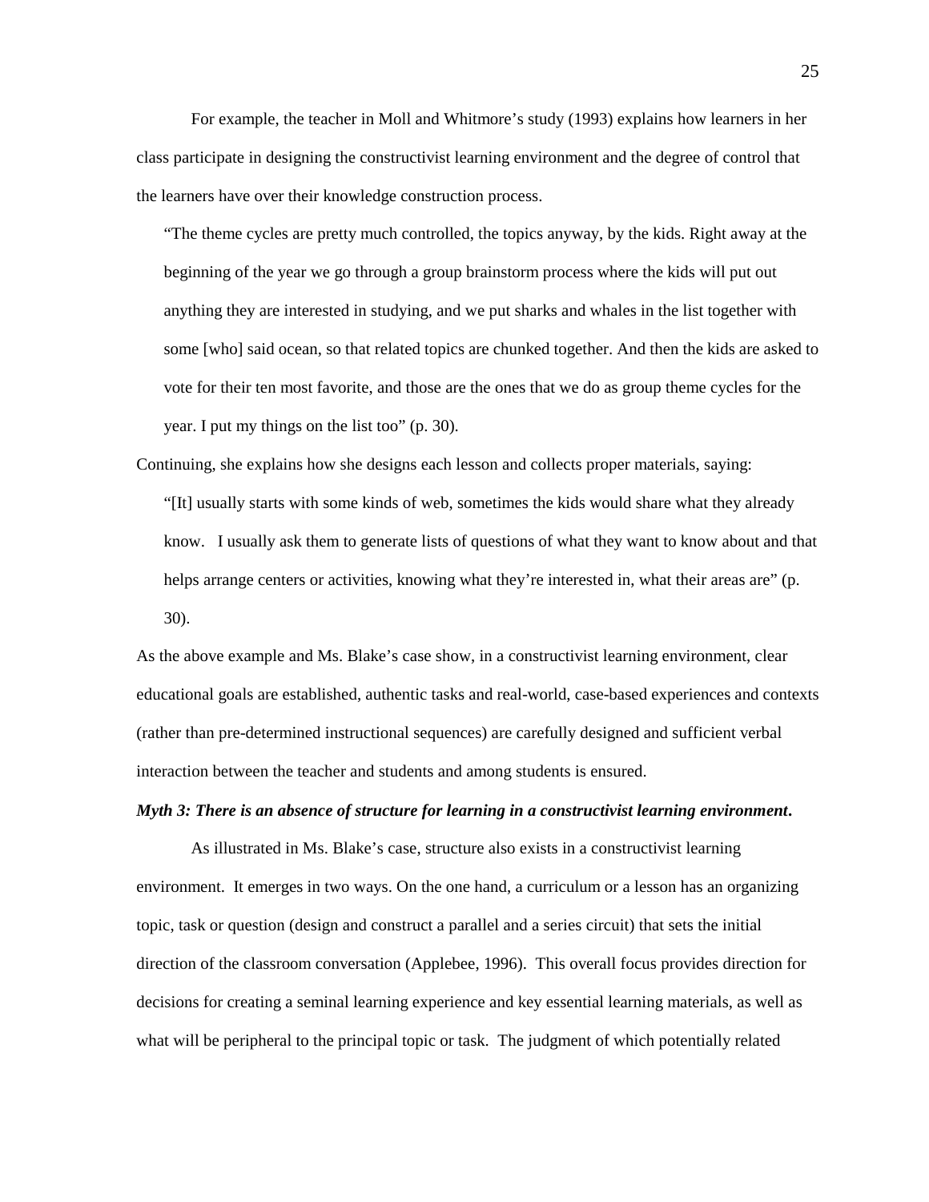For example, the teacher in Moll and Whitmore's study (1993) explains how learners in her class participate in designing the constructivist learning environment and the degree of control that the learners have over their knowledge construction process.

> "The theme cycles are pretty much controlled, the topics anyway, by the kids. Right away at the beginning of the year we go through a group brainstorm process where the kids will put out anything they are interested in studying, and we put sharks and whales in the list together with some [who] said ocean, so that related topics are chunked together. And then the kids are asked to vote for their ten most favorite, and those are the ones that we do as group theme cycles for the year. I put my things on the list too" (p. 30).

Continuing, she explains how she designs each lesson and collects proper materials, saying:

> "[It] usually starts with some kinds of web, sometimes the kids would share what they already know. I usually ask them to generate lists of questions of what they want to know about and that helps arrange centers or activities, knowing what they're interested in, what their areas are" (p. 30).

As the above example and Ms. Blake's case show, in a constructivist learning environment, clear educational goals are established, authentic tasks and real-world, case-based experiences and contexts (rather than pre-determined instructional sequences) are carefully designed and sufficient verbal interaction between the teacher and students and among students is ensured.

***Myth 3: There is an absence of structure for learning in a constructivist learning environment.***

As illustrated in Ms. Blake's case, structure also exists in a constructivist learning environment. It emerges in two ways. On the one hand, a curriculum or a lesson has an organizing topic, task or question (design and construct a parallel and a series circuit) that sets the initial direction of the classroom conversation (Applebee, 1996). This overall focus provides direction for decisions for creating a seminal learning experience and key essential learning materials, as well as what will be peripheral to the principal topic or task. The judgment of which potentially related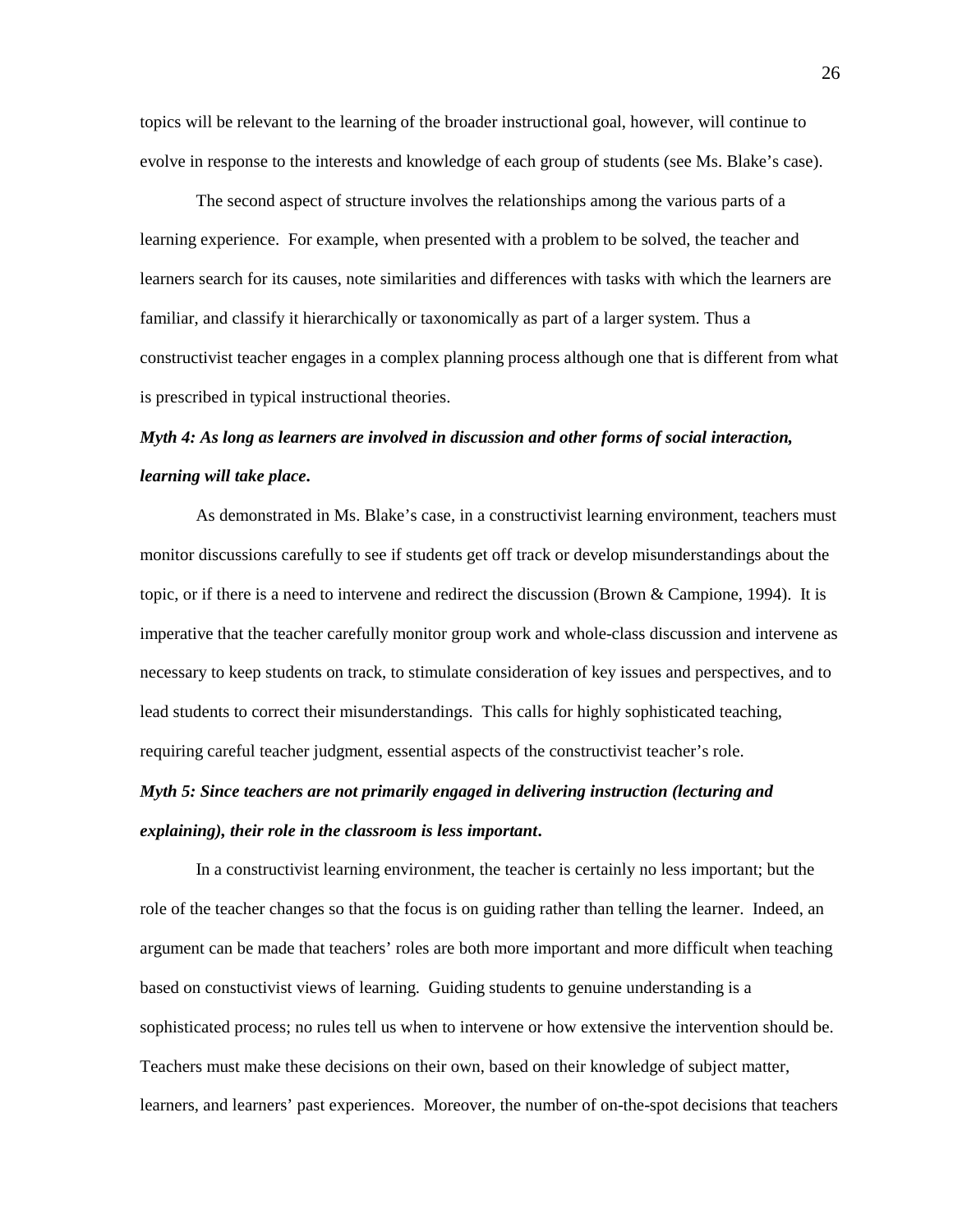topics will be relevant to the learning of the broader instructional goal, however, will continue to evolve in response to the interests and knowledge of each group of students (see Ms. Blake's case).

The second aspect of structure involves the relationships among the various parts of a learning experience. For example, when presented with a problem to be solved, the teacher and learners search for its causes, note similarities and differences with tasks with which the learners are familiar, and classify it hierarchically or taxonomically as part of a larger system. Thus a constructivist teacher engages in a complex planning process although one that is different from what is prescribed in typical instructional theories.

***Myth 4: As long as learners are involved in discussion and other forms of social interaction, learning will take place.***

As demonstrated in Ms. Blake's case, in a constructivist learning environment, teachers must monitor discussions carefully to see if students get off track or develop misunderstandings about the topic, or if there is a need to intervene and redirect the discussion (Brown & Campione, 1994). It is imperative that the teacher carefully monitor group work and whole-class discussion and intervene as necessary to keep students on track, to stimulate consideration of key issues and perspectives, and to lead students to correct their misunderstandings. This calls for highly sophisticated teaching, requiring careful teacher judgment, essential aspects of the constructivist teacher's role.

***Myth 5: Since teachers are not primarily engaged in delivering instruction (lecturing and explaining), their role in the classroom is less important.***

In a constructivist learning environment, the teacher is certainly no less important; but the role of the teacher changes so that the focus is on guiding rather than telling the learner. Indeed, an argument can be made that teachers' roles are both more important and more difficult when teaching based on constuctivist views of learning. Guiding students to genuine understanding is a sophisticated process; no rules tell us when to intervene or how extensive the intervention should be. Teachers must make these decisions on their own, based on their knowledge of subject matter, learners, and learners' past experiences. Moreover, the number of on-the-spot decisions that teachers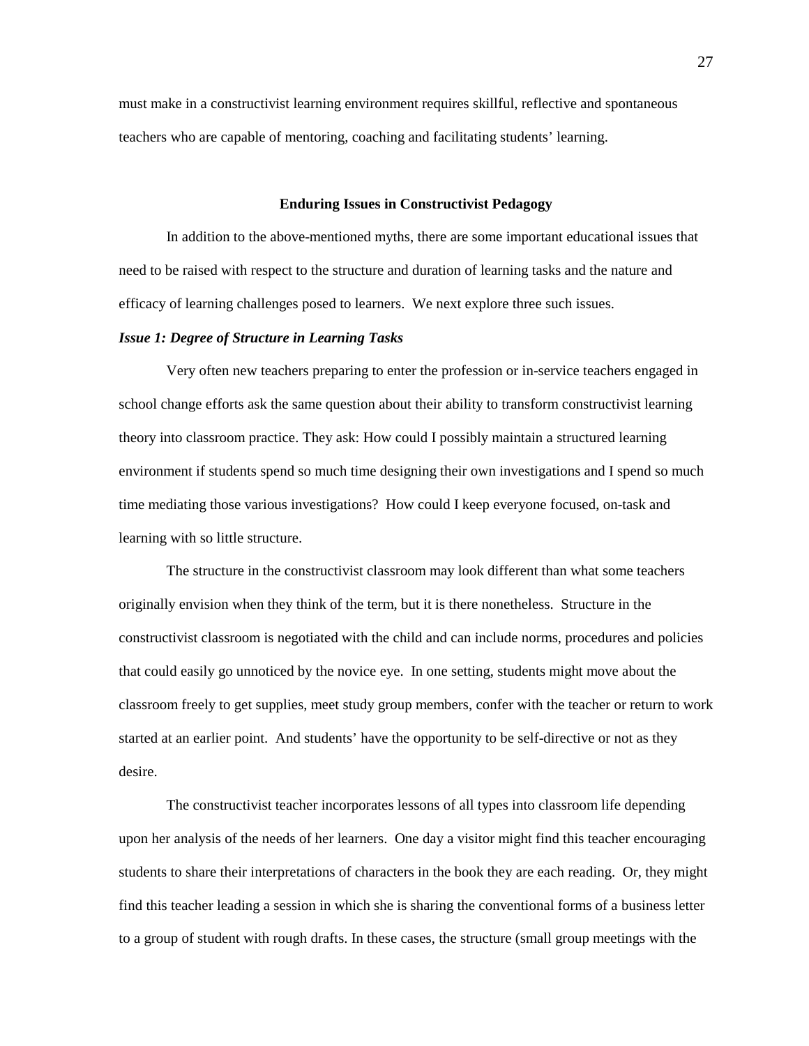must make in a constructivist learning environment requires skillful, reflective and spontaneous teachers who are capable of mentoring, coaching and facilitating students' learning.

## Enduring Issues in Constructivist Pedagogy

In addition to the above-mentioned myths, there are some important educational issues that need to be raised with respect to the structure and duration of learning tasks and the nature and efficacy of learning challenges posed to learners. We next explore three such issues.

### *Issue 1: Degree of Structure in Learning Tasks*

Very often new teachers preparing to enter the profession or in-service teachers engaged in school change efforts ask the same question about their ability to transform constructivist learning theory into classroom practice. They ask: How could I possibly maintain a structured learning environment if students spend so much time designing their own investigations and I spend so much time mediating those various investigations? How could I keep everyone focused, on-task and learning with so little structure.

The structure in the constructivist classroom may look different than what some teachers originally envision when they think of the term, but it is there nonetheless. Structure in the constructivist classroom is negotiated with the child and can include norms, procedures and policies that could easily go unnoticed by the novice eye. In one setting, students might move about the classroom freely to get supplies, meet study group members, confer with the teacher or return to work started at an earlier point. And students' have the opportunity to be self-directive or not as they desire.

The constructivist teacher incorporates lessons of all types into classroom life depending upon her analysis of the needs of her learners. One day a visitor might find this teacher encouraging students to share their interpretations of characters in the book they are each reading. Or, they might find this teacher leading a session in which she is sharing the conventional forms of a business letter to a group of student with rough drafts. In these cases, the structure (small group meetings with the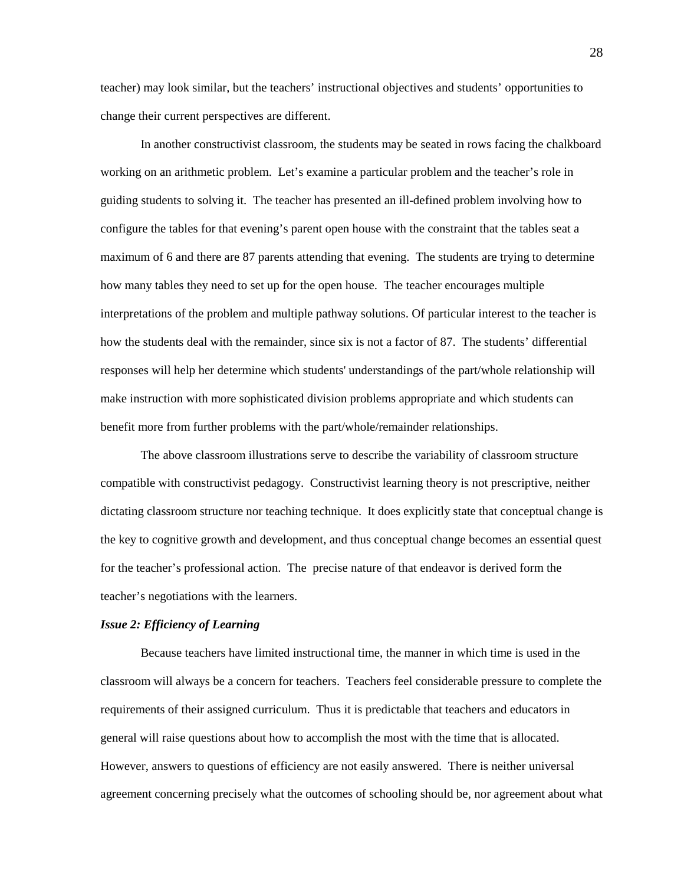teacher) may look similar, but the teachers' instructional objectives and students' opportunities to change their current perspectives are different.

In another constructivist classroom, the students may be seated in rows facing the chalkboard working on an arithmetic problem. Let's examine a particular problem and the teacher's role in guiding students to solving it. The teacher has presented an ill-defined problem involving how to configure the tables for that evening's parent open house with the constraint that the tables seat a maximum of 6 and there are 87 parents attending that evening. The students are trying to determine how many tables they need to set up for the open house. The teacher encourages multiple interpretations of the problem and multiple pathway solutions. Of particular interest to the teacher is how the students deal with the remainder, since six is not a factor of 87. The students' differential responses will help her determine which students' understandings of the part/whole relationship will make instruction with more sophisticated division problems appropriate and which students can benefit more from further problems with the part/whole/remainder relationships.

The above classroom illustrations serve to describe the variability of classroom structure compatible with constructivist pedagogy. Constructivist learning theory is not prescriptive, neither dictating classroom structure nor teaching technique. It does explicitly state that conceptual change is the key to cognitive growth and development, and thus conceptual change becomes an essential quest for the teacher's professional action. The precise nature of that endeavor is derived form the teacher's negotiations with the learners.

***Issue 2: Efficiency of Learning***

Because teachers have limited instructional time, the manner in which time is used in the classroom will always be a concern for teachers. Teachers feel considerable pressure to complete the requirements of their assigned curriculum. Thus it is predictable that teachers and educators in general will raise questions about how to accomplish the most with the time that is allocated. However, answers to questions of efficiency are not easily answered. There is neither universal agreement concerning precisely what the outcomes of schooling should be, nor agreement about what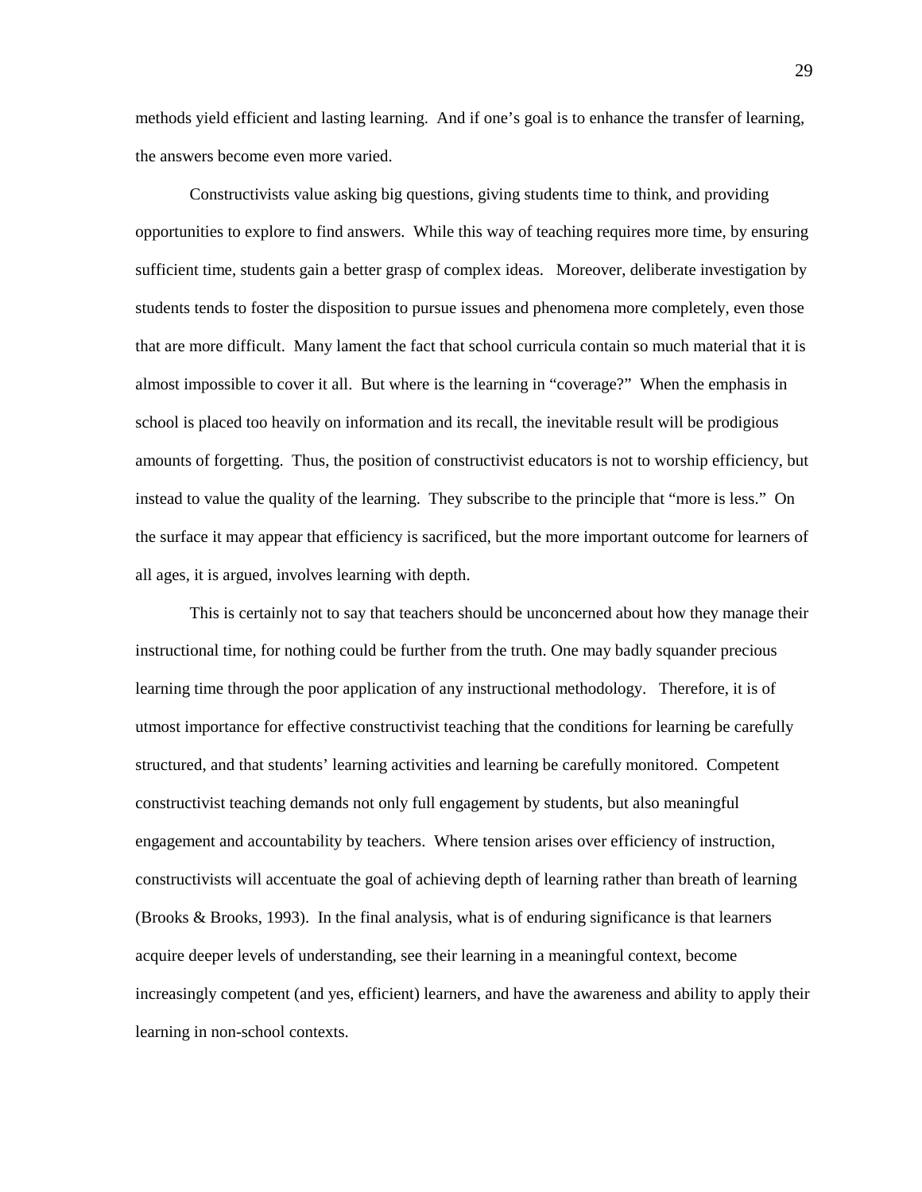methods yield efficient and lasting learning. And if one's goal is to enhance the transfer of learning, the answers become even more varied.

Constructivists value asking big questions, giving students time to think, and providing opportunities to explore to find answers. While this way of teaching requires more time, by ensuring sufficient time, students gain a better grasp of complex ideas. Moreover, deliberate investigation by students tends to foster the disposition to pursue issues and phenomena more completely, even those that are more difficult. Many lament the fact that school curricula contain so much material that it is almost impossible to cover it all. But where is the learning in "coverage?" When the emphasis in school is placed too heavily on information and its recall, the inevitable result will be prodigious amounts of forgetting. Thus, the position of constructivist educators is not to worship efficiency, but instead to value the quality of the learning. They subscribe to the principle that "more is less." On the surface it may appear that efficiency is sacrificed, but the more important outcome for learners of all ages, it is argued, involves learning with depth.

This is certainly not to say that teachers should be unconcerned about how they manage their instructional time, for nothing could be further from the truth. One may badly squander precious learning time through the poor application of any instructional methodology. Therefore, it is of utmost importance for effective constructivist teaching that the conditions for learning be carefully structured, and that students' learning activities and learning be carefully monitored. Competent constructivist teaching demands not only full engagement by students, but also meaningful engagement and accountability by teachers. Where tension arises over efficiency of instruction, constructivists will accentuate the goal of achieving depth of learning rather than breath of learning (Brooks & Brooks, 1993). In the final analysis, what is of enduring significance is that learners acquire deeper levels of understanding, see their learning in a meaningful context, become increasingly competent (and yes, efficient) learners, and have the awareness and ability to apply their learning in non-school contexts.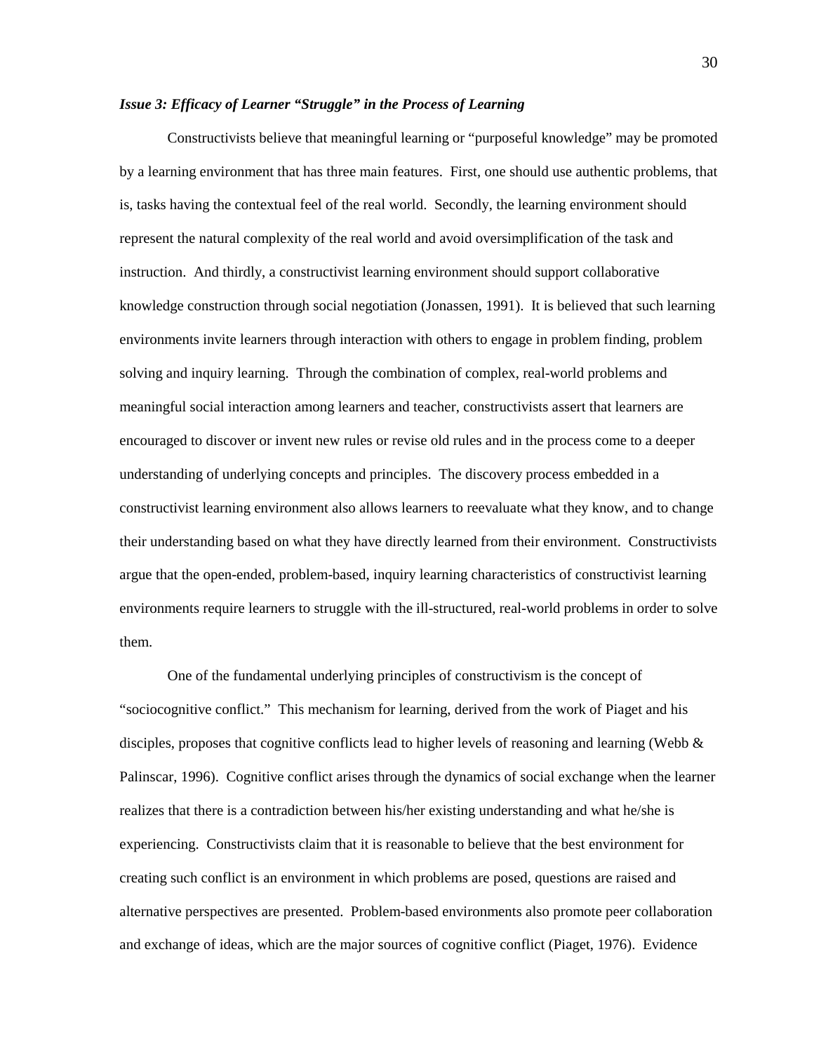### *Issue 3: Efficacy of Learner "Struggle" in the Process of Learning*

Constructivists believe that meaningful learning or "purposeful knowledge" may be promoted by a learning environment that has three main features. First, one should use authentic problems, that is, tasks having the contextual feel of the real world. Secondly, the learning environment should represent the natural complexity of the real world and avoid oversimplification of the task and instruction. And thirdly, a constructivist learning environment should support collaborative knowledge construction through social negotiation (Jonassen, 1991). It is believed that such learning environments invite learners through interaction with others to engage in problem finding, problem solving and inquiry learning. Through the combination of complex, real-world problems and meaningful social interaction among learners and teacher, constructivists assert that learners are encouraged to discover or invent new rules or revise old rules and in the process come to a deeper understanding of underlying concepts and principles. The discovery process embedded in a constructivist learning environment also allows learners to reevaluate what they know, and to change their understanding based on what they have directly learned from their environment. Constructivists argue that the open-ended, problem-based, inquiry learning characteristics of constructivist learning environments require learners to struggle with the ill-structured, real-world problems in order to solve them.

One of the fundamental underlying principles of constructivism is the concept of "sociocognitive conflict." This mechanism for learning, derived from the work of Piaget and his disciples, proposes that cognitive conflicts lead to higher levels of reasoning and learning (Webb & Palinscar, 1996). Cognitive conflict arises through the dynamics of social exchange when the learner realizes that there is a contradiction between his/her existing understanding and what he/she is experiencing. Constructivists claim that it is reasonable to believe that the best environment for creating such conflict is an environment in which problems are posed, questions are raised and alternative perspectives are presented. Problem-based environments also promote peer collaboration and exchange of ideas, which are the major sources of cognitive conflict (Piaget, 1976). Evidence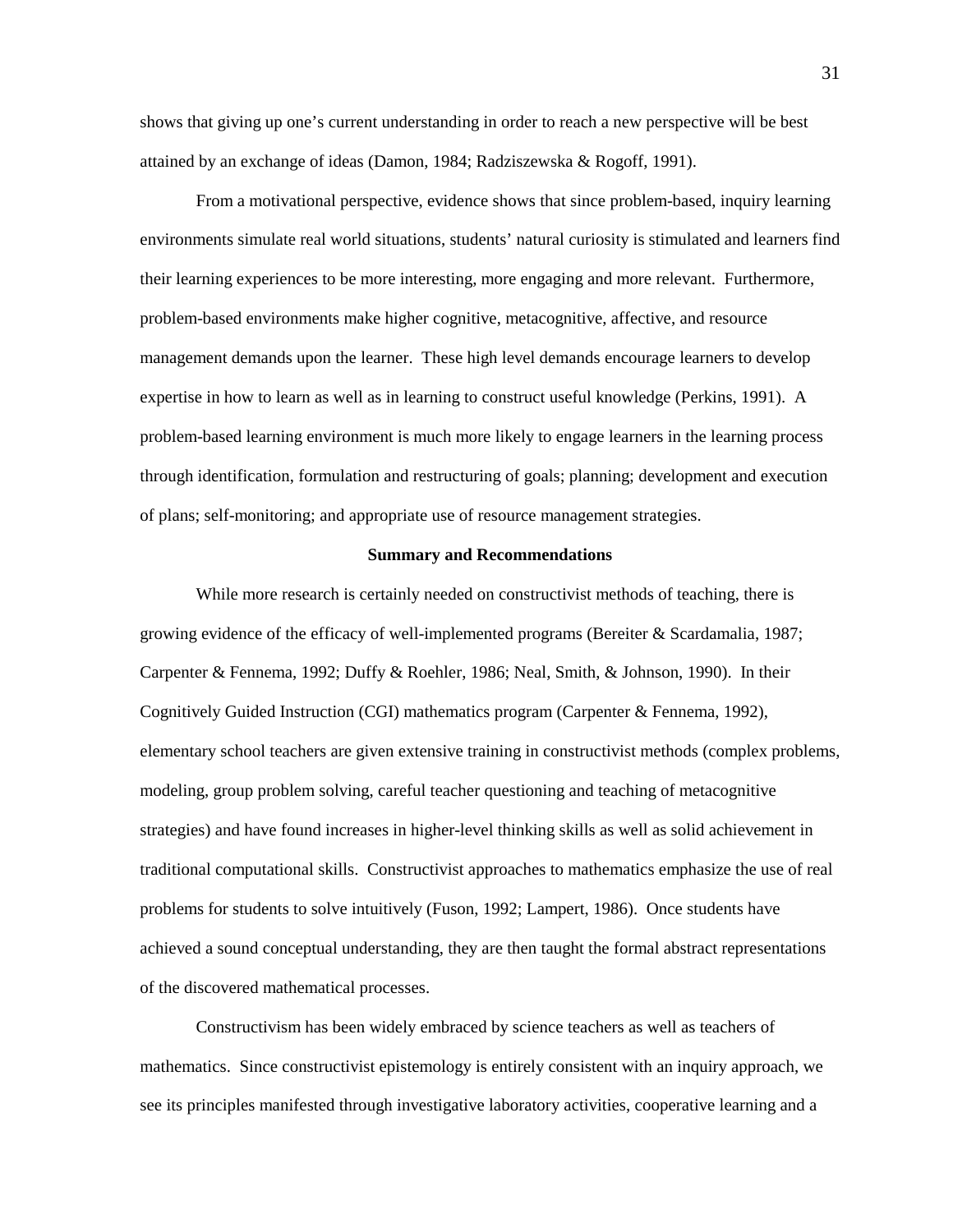shows that giving up one's current understanding in order to reach a new perspective will be best attained by an exchange of ideas (Damon, 1984; Radziszewska & Rogoff, 1991).

From a motivational perspective, evidence shows that since problem-based, inquiry learning environments simulate real world situations, students' natural curiosity is stimulated and learners find their learning experiences to be more interesting, more engaging and more relevant. Furthermore, problem-based environments make higher cognitive, metacognitive, affective, and resource management demands upon the learner. These high level demands encourage learners to develop expertise in how to learn as well as in learning to construct useful knowledge (Perkins, 1991). A problem-based learning environment is much more likely to engage learners in the learning process through identification, formulation and restructuring of goals; planning; development and execution of plans; self-monitoring; and appropriate use of resource management strategies.

## Summary and Recommendations

While more research is certainly needed on constructivist methods of teaching, there is growing evidence of the efficacy of well-implemented programs (Bereiter & Scardamalia, 1987; Carpenter & Fennema, 1992; Duffy & Roehler, 1986; Neal, Smith, & Johnson, 1990). In their Cognitively Guided Instruction (CGI) mathematics program (Carpenter & Fennema, 1992), elementary school teachers are given extensive training in constructivist methods (complex problems, modeling, group problem solving, careful teacher questioning and teaching of metacognitive strategies) and have found increases in higher-level thinking skills as well as solid achievement in traditional computational skills. Constructivist approaches to mathematics emphasize the use of real problems for students to solve intuitively (Fuson, 1992; Lampert, 1986). Once students have achieved a sound conceptual understanding, they are then taught the formal abstract representations of the discovered mathematical processes.

Constructivism has been widely embraced by science teachers as well as teachers of mathematics. Since constructivist epistemology is entirely consistent with an inquiry approach, we see its principles manifested through investigative laboratory activities, cooperative learning and a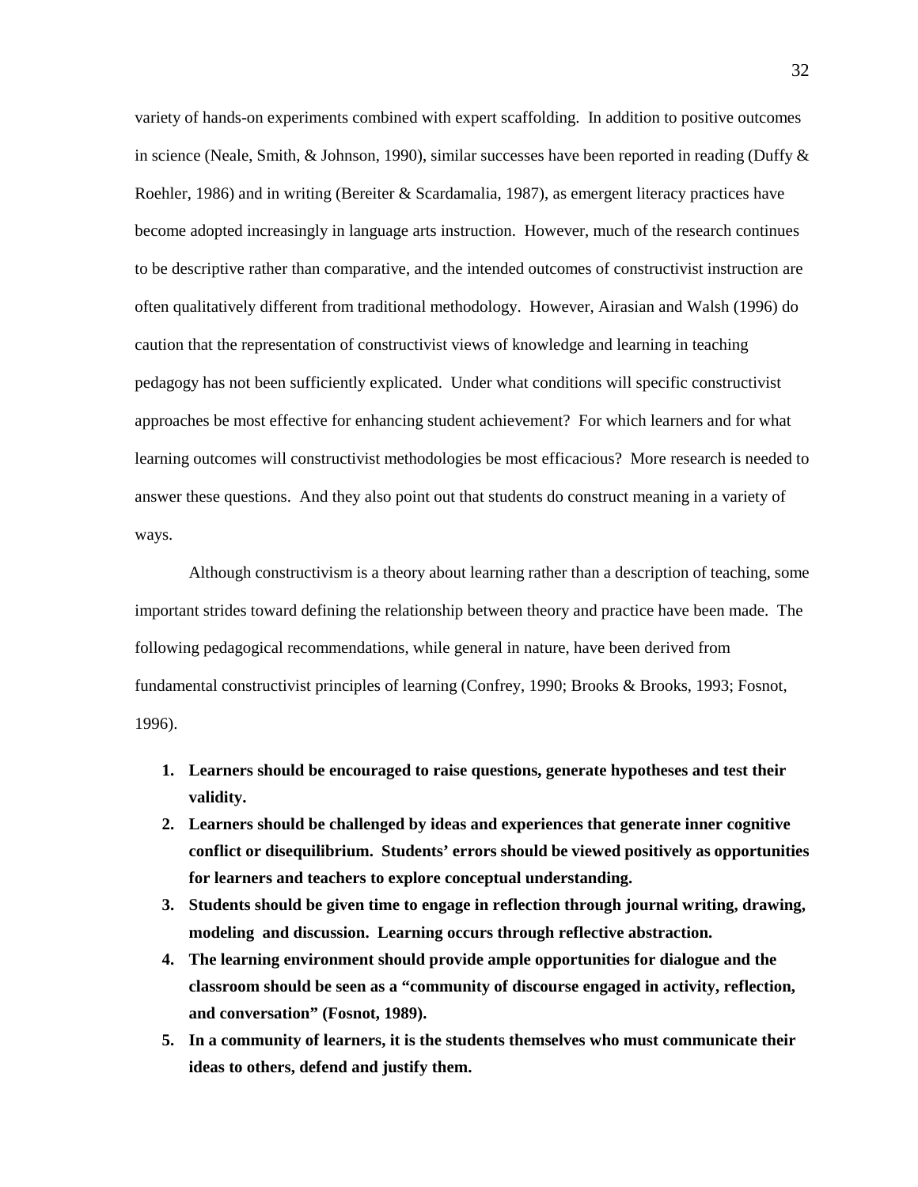variety of hands-on experiments combined with expert scaffolding. In addition to positive outcomes in science (Neale, Smith, & Johnson, 1990), similar successes have been reported in reading (Duffy & Roehler, 1986) and in writing (Bereiter & Scardamalia, 1987), as emergent literacy practices have become adopted increasingly in language arts instruction. However, much of the research continues to be descriptive rather than comparative, and the intended outcomes of constructivist instruction are often qualitatively different from traditional methodology. However, Airasian and Walsh (1996) do caution that the representation of constructivist views of knowledge and learning in teaching pedagogy has not been sufficiently explicated. Under what conditions will specific constructivist approaches be most effective for enhancing student achievement? For which learners and for what learning outcomes will constructivist methodologies be most efficacious? More research is needed to answer these questions. And they also point out that students do construct meaning in a variety of ways.

Although constructivism is a theory about learning rather than a description of teaching, some important strides toward defining the relationship between theory and practice have been made. The following pedagogical recommendations, while general in nature, have been derived from fundamental constructivist principles of learning (Confrey, 1990; Brooks & Brooks, 1993; Fosnot, 1996).

1. **Learners should be encouraged to raise questions, generate hypotheses and test their validity.**
2. **Learners should be challenged by ideas and experiences that generate inner cognitive conflict or disequilibrium. Students' errors should be viewed positively as opportunities for learners and teachers to explore conceptual understanding.**
3. **Students should be given time to engage in reflection through journal writing, drawing, modeling and discussion. Learning occurs through reflective abstraction.**
4. **The learning environment should provide ample opportunities for dialogue and the classroom should be seen as a "community of discourse engaged in activity, reflection, and conversation" (Fosnot, 1989).**
5. **In a community of learners, it is the students themselves who must communicate their ideas to others, defend and justify them.**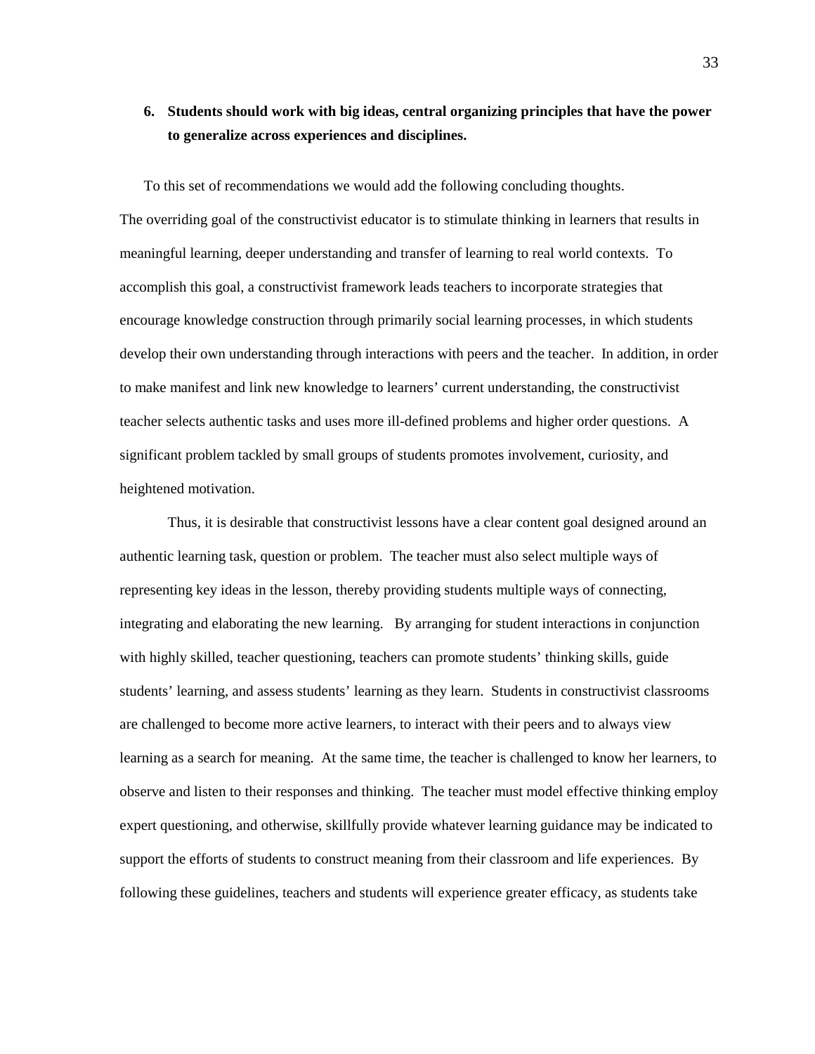6. **Students should work with big ideas, central organizing principles that have the power to generalize across experiences and disciplines.**

To this set of recommendations we would add the following concluding thoughts. The overriding goal of the constructivist educator is to stimulate thinking in learners that results in meaningful learning, deeper understanding and transfer of learning to real world contexts. To accomplish this goal, a constructivist framework leads teachers to incorporate strategies that encourage knowledge construction through primarily social learning processes, in which students develop their own understanding through interactions with peers and the teacher. In addition, in order to make manifest and link new knowledge to learners' current understanding, the constructivist teacher selects authentic tasks and uses more ill-defined problems and higher order questions. A significant problem tackled by small groups of students promotes involvement, curiosity, and heightened motivation.

Thus, it is desirable that constructivist lessons have a clear content goal designed around an authentic learning task, question or problem. The teacher must also select multiple ways of representing key ideas in the lesson, thereby providing students multiple ways of connecting, integrating and elaborating the new learning. By arranging for student interactions in conjunction with highly skilled, teacher questioning, teachers can promote students' thinking skills, guide students' learning, and assess students' learning as they learn. Students in constructivist classrooms are challenged to become more active learners, to interact with their peers and to always view learning as a search for meaning. At the same time, the teacher is challenged to know her learners, to observe and listen to their responses and thinking. The teacher must model effective thinking employ expert questioning, and otherwise, skillfully provide whatever learning guidance may be indicated to support the efforts of students to construct meaning from their classroom and life experiences. By following these guidelines, teachers and students will experience greater efficacy, as students take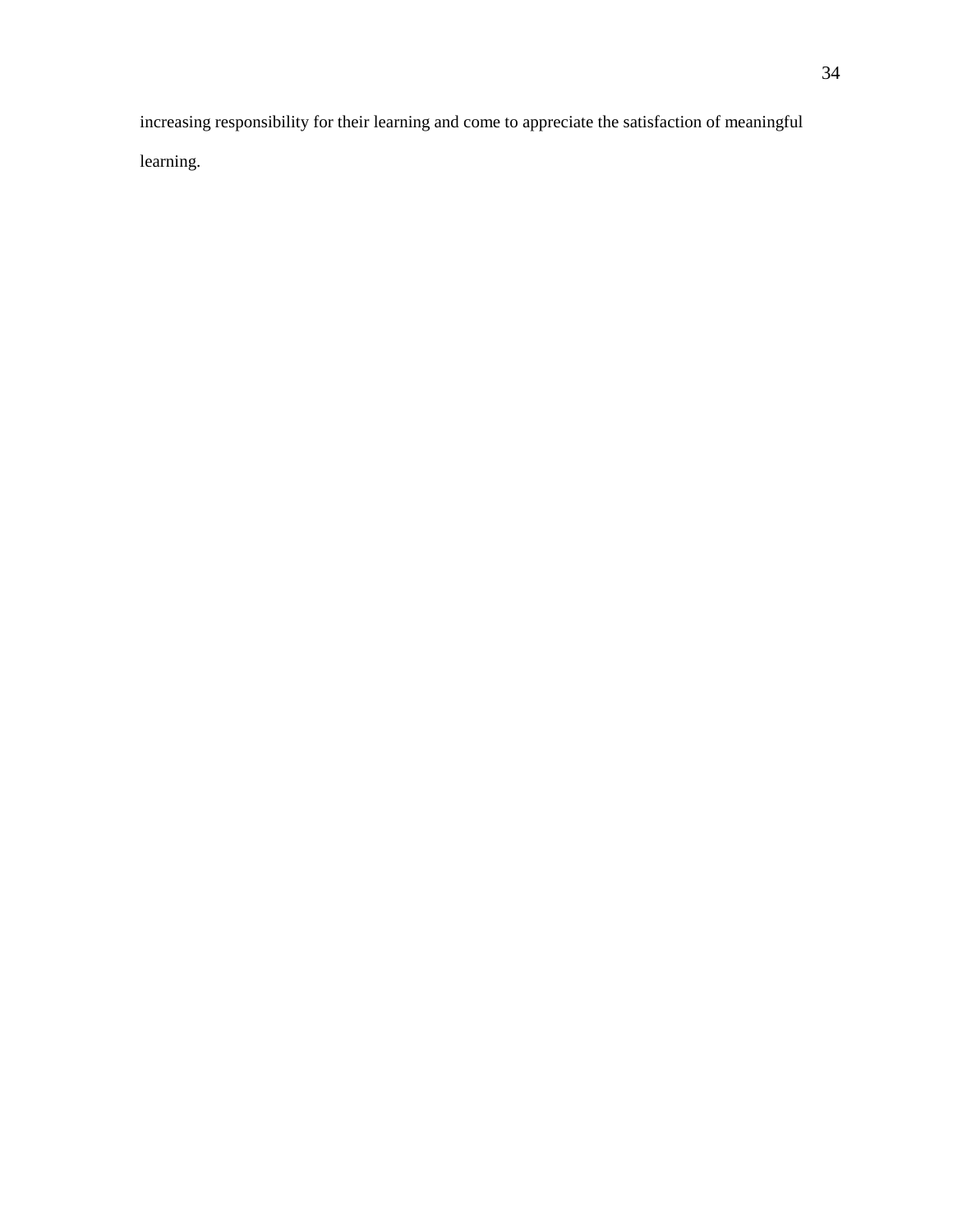increasing responsibility for their learning and come to appreciate the satisfaction of meaningful learning.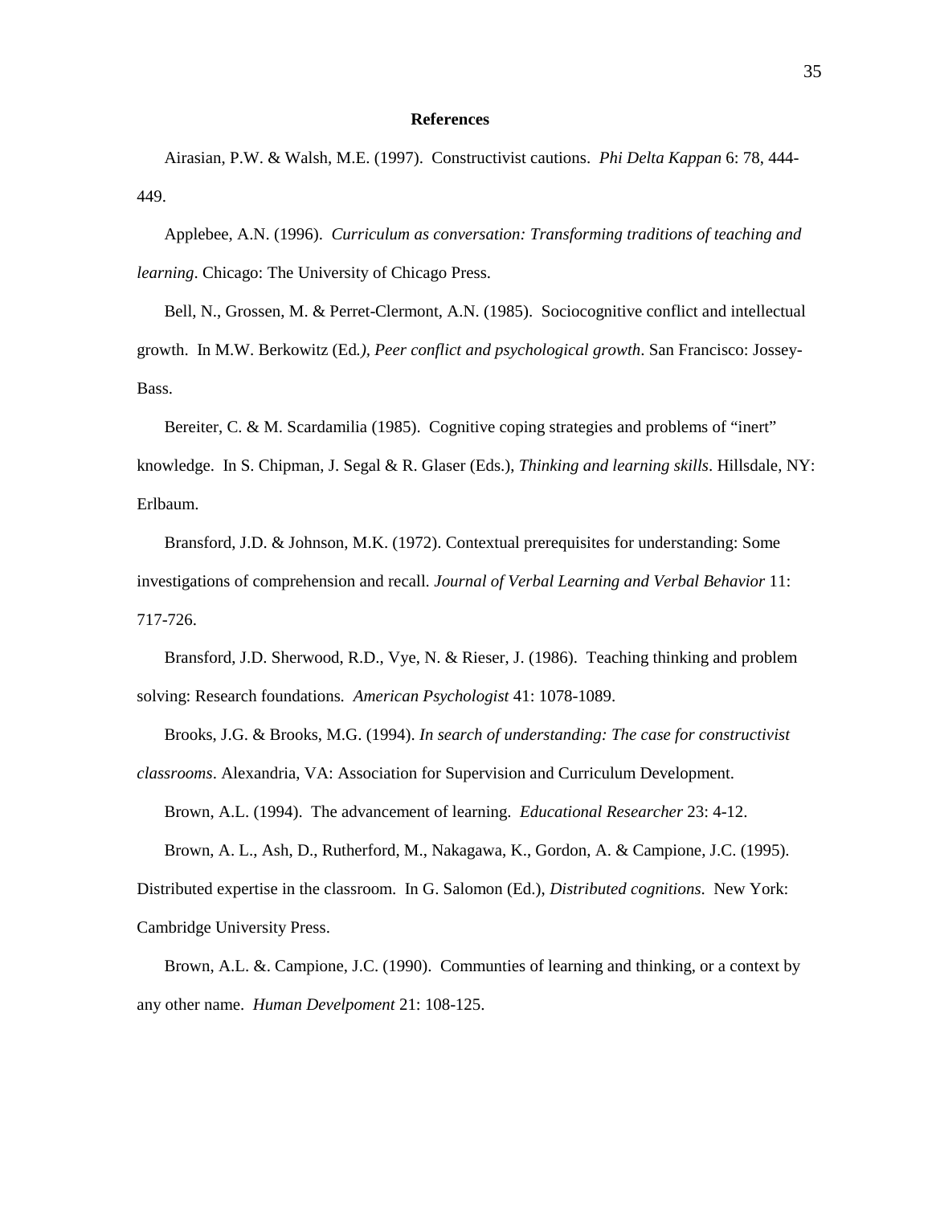**References**

Airasian, P.W. & Walsh, M.E. (1997). Constructivist cautions. *Phi Delta Kappan* 6: 78, 444-449.

Applebee, A.N. (1996). *Curriculum as conversation: Transforming traditions of teaching and learning*. Chicago: The University of Chicago Press.

Bell, N., Grossen, M. & Perret-Clermont, A.N. (1985). Sociocognitive conflict and intellectual growth. In M.W. Berkowitz (Ed*.), Peer conflict and psychological growth*. San Francisco: Jossey-Bass.

Bereiter, C. & M. Scardamilia (1985). Cognitive coping strategies and problems of "inert" knowledge. In S. Chipman, J. Segal & R. Glaser (Eds.), *Thinking and learning skills*. Hillsdale, NY: Erlbaum.

Bransford, J.D. & Johnson, M.K. (1972). Contextual prerequisites for understanding: Some investigations of comprehension and recall. *Journal of Verbal Learning and Verbal Behavior* 11: 717-726.

Bransford, J.D. Sherwood, R.D., Vye, N. & Rieser, J. (1986). Teaching thinking and problem solving: Research foundations*. American Psychologist* 41: 1078-1089.

Brooks, J.G. & Brooks, M.G. (1994). *In search of understanding: The case for constructivist classrooms*. Alexandria, VA: Association for Supervision and Curriculum Development.

Brown, A.L. (1994). The advancement of learning. *Educational Researcher* 23: 4-12.

Brown, A. L., Ash, D., Rutherford, M., Nakagawa, K., Gordon, A. & Campione, J.C. (1995). Distributed expertise in the classroom. In G. Salomon (Ed.), *Distributed cognitions*. New York: Cambridge University Press.

Brown, A.L. &. Campione, J.C. (1990). Communties of learning and thinking, or a context by any other name. *Human Develpoment* 21: 108-125.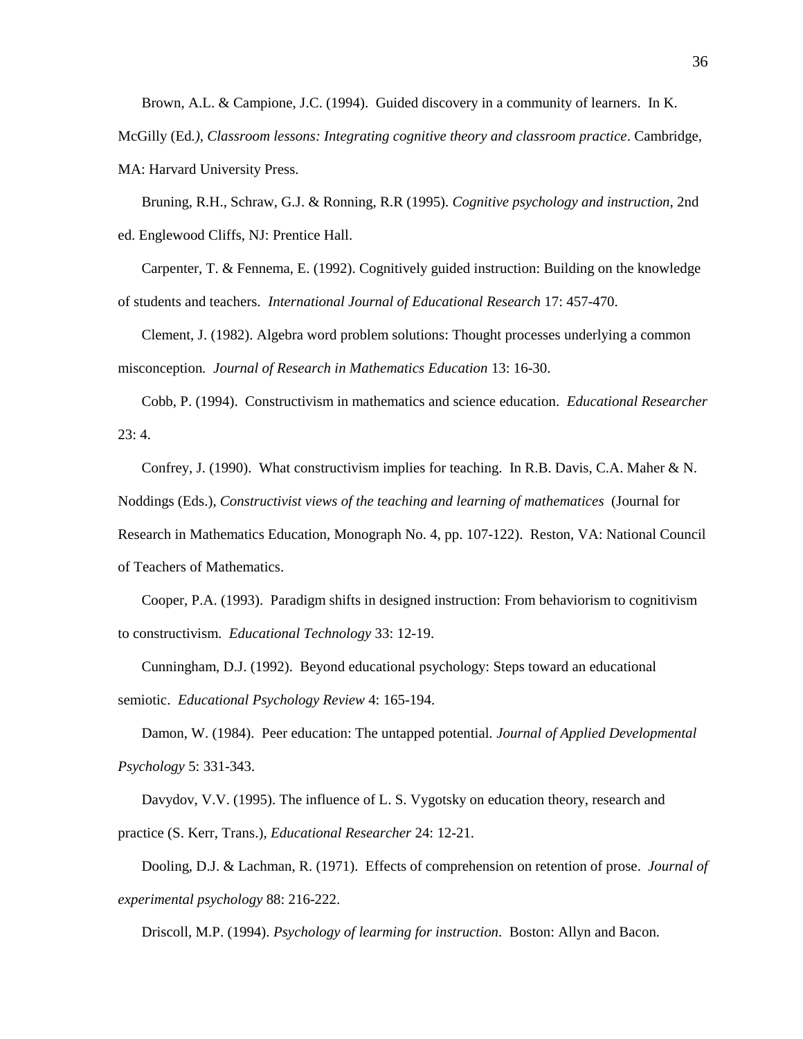Brown, A.L. & Campione, J.C. (1994). Guided discovery in a community of learners. In K. McGilly (Ed*.)*, *Classroom lessons: Integrating cognitive theory and classroom practice*. Cambridge, MA: Harvard University Press.

Bruning, R.H., Schraw, G.J. & Ronning, R.R (1995). *Cognitive psychology and instruction*, 2nd ed. Englewood Cliffs, NJ: Prentice Hall.

Carpenter, T. & Fennema, E. (1992). Cognitively guided instruction: Building on the knowledge of students and teachers. *International Journal of Educational Research* 17: 457-470.

Clement, J. (1982). Algebra word problem solutions: Thought processes underlying a common misconception*. Journal of Research in Mathematics Education* 13: 16-30.

Cobb, P. (1994). Constructivism in mathematics and science education. *Educational Researcher* 23: 4.

Confrey, J. (1990). What constructivism implies for teaching. In R.B. Davis, C.A. Maher & N. Noddings (Eds.), *Constructivist views of the teaching and learning of mathematics* (Journal for Research in Mathematics Education, Monograph No. 4, pp. 107-122). Reston, VA: National Council of Teachers of Mathematics.

Cooper, P.A. (1993). Paradigm shifts in designed instruction: From behaviorism to cognitivism to constructivism*. Educational Technology* 33: 12-19.

Cunningham, D.J. (1992). Beyond educational psychology: Steps toward an educational semiotic. *Educational Psychology Review* 4: 165-194.

Damon, W. (1984). Peer education: The untapped potential*. Journal of Applied Developmental Psychology* 5: 331-343.

Davydov, V.V. (1995). The influence of L. S. Vygotsky on education theory, research and practice (S. Kerr, Trans.), *Educational Researcher* 24: 12-21.

Dooling, D.J. & Lachman, R. (1971). Effects of comprehension on retention of prose. *Journal of experimental psychology* 88: 216-222.

Driscoll, M.P. (1994). *Psychology of learming for instruction*. Boston: Allyn and Bacon.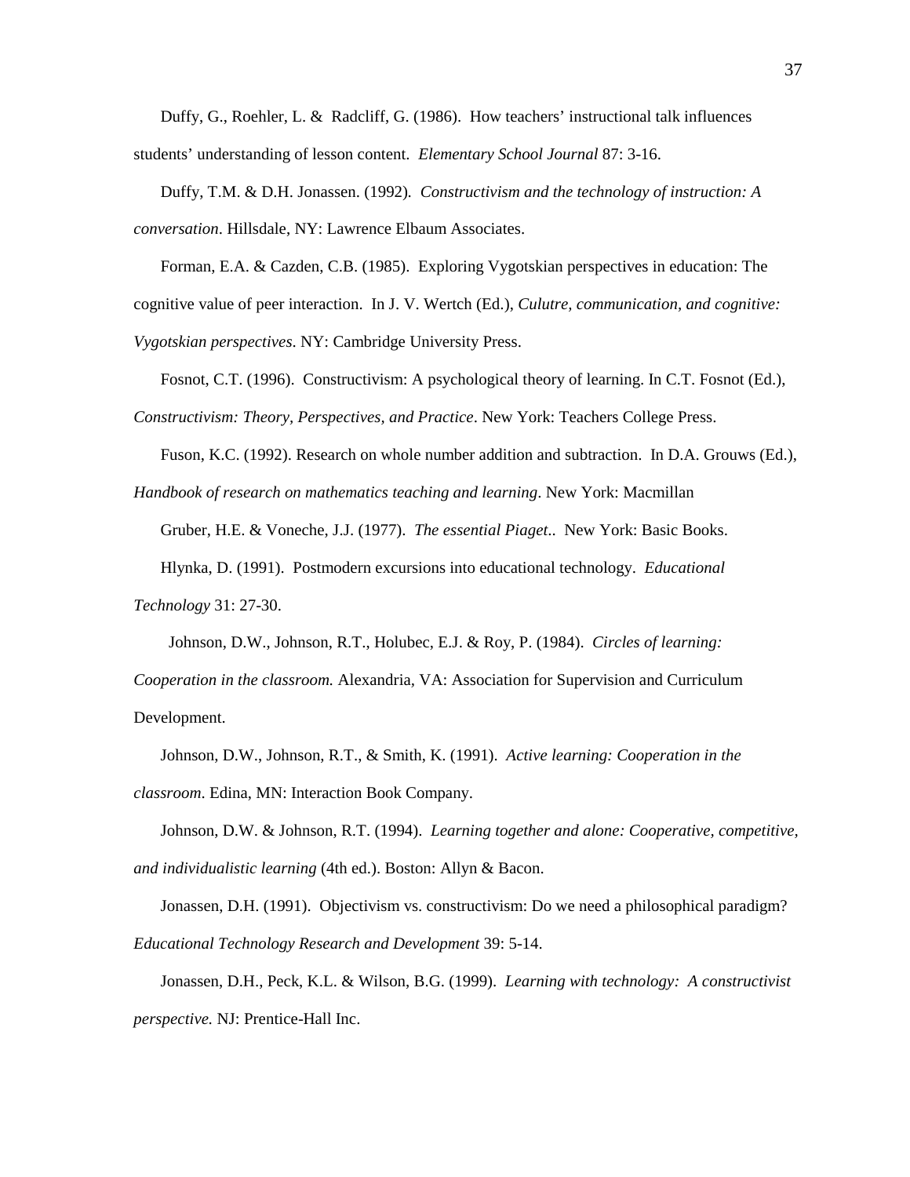Duffy, G., Roehler, L. &  Radcliff, G. (1986).  How teachers' instructional talk influences students' understanding of lesson content.  *Elementary School Journal* 87: 3-16.

Duffy, T.M. & D.H. Jonassen. (1992).  *Constructivism and the technology of instruction: A conversation*. Hillsdale, NY: Lawrence Elbaum Associates.

Forman, E.A. & Cazden, C.B. (1985).  Exploring Vygotskian perspectives in education: The cognitive value of peer interaction.  In J. V. Wertch (Ed.), *Culutre, communication, and cognitive: Vygotskian perspectives*. NY: Cambridge University Press.

Fosnot, C.T. (1996).  Constructivism: A psychological theory of learning. In C.T. Fosnot (Ed.), *Constructivism: Theory, Perspectives, and Practice*. New York: Teachers College Press.

Fuson, K.C. (1992). Research on whole number addition and subtraction.  In D.A. Grouws (Ed.), *Handbook of research on mathematics teaching and learning*. New York: Macmillan

Gruber, H.E. & Voneche, J.J. (1977).  *The essential Piaget*..  New York: Basic Books.

Hlynka, D. (1991).  Postmodern excursions into educational technology.  *Educational Technology* 31: 27-30.

Johnson, D.W., Johnson, R.T., Holubec, E.J. & Roy, P. (1984).  *Circles of learning: Cooperation in the classroom.* Alexandria, VA: Association for Supervision and Curriculum Development.

Johnson, D.W., Johnson, R.T., & Smith, K. (1991).  *Active learning: Cooperation in the classroom*. Edina, MN: Interaction Book Company.

Johnson, D.W. & Johnson, R.T. (1994).  *Learning together and alone: Cooperative, competitive, and individualistic learning* (4th ed.). Boston: Allyn & Bacon.

Jonassen, D.H. (1991).  Objectivism vs. constructivism: Do we need a philosophical paradigm? *Educational Technology Research and Development* 39: 5-14.

Jonassen, D.H., Peck, K.L. & Wilson, B.G. (1999).  *Learning with technology:  A constructivist perspective.* NJ: Prentice-Hall Inc.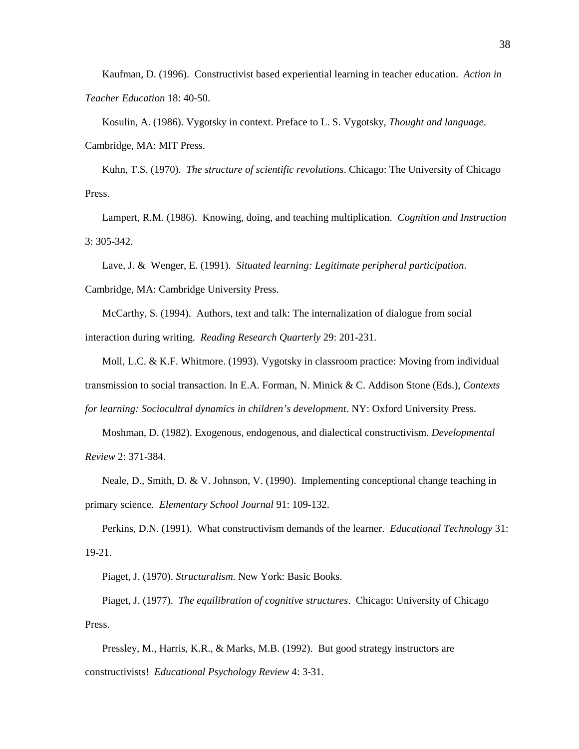Kaufman, D. (1996). Constructivist based experiential learning in teacher education. *Action in Teacher Education* 18: 40-50.

Kosulin, A. (1986). Vygotsky in context. Preface to L. S. Vygotsky, *Thought and language*. Cambridge, MA: MIT Press.

Kuhn, T.S. (1970). *The structure of scientific revolutions*. Chicago: The University of Chicago Press.

Lampert, R.M. (1986). Knowing, doing, and teaching multiplication. *Cognition and Instruction* 3: 305-342.

Lave, J. & Wenger, E. (1991). *Situated learning: Legitimate peripheral participation*. Cambridge, MA: Cambridge University Press.

McCarthy, S. (1994). Authors, text and talk: The internalization of dialogue from social interaction during writing. *Reading Research Quarterly* 29: 201-231.

Moll, L.C. & K.F. Whitmore. (1993). Vygotsky in classroom practice: Moving from individual transmission to social transaction. In E.A. Forman, N. Minick & C. Addison Stone (Eds.), *Contexts for learning: Sociocultral dynamics in children's development*. NY: Oxford University Press.

Moshman, D. (1982). Exogenous, endogenous, and dialectical constructivism. *Developmental Review* 2: 371-384.

Neale, D., Smith, D. & V. Johnson, V. (1990). Implementing conceptional change teaching in primary science. *Elementary School Journal* 91: 109-132.

Perkins, D.N. (1991). What constructivism demands of the learner. *Educational Technology* 31: 19-21.

Piaget, J. (1970). *Structuralism*. New York: Basic Books.

Piaget, J. (1977). *The equilibration of cognitive structures*. Chicago: University of Chicago Press.

Pressley, M., Harris, K.R., & Marks, M.B. (1992). But good strategy instructors are constructivists! *Educational Psychology Review* 4: 3-31.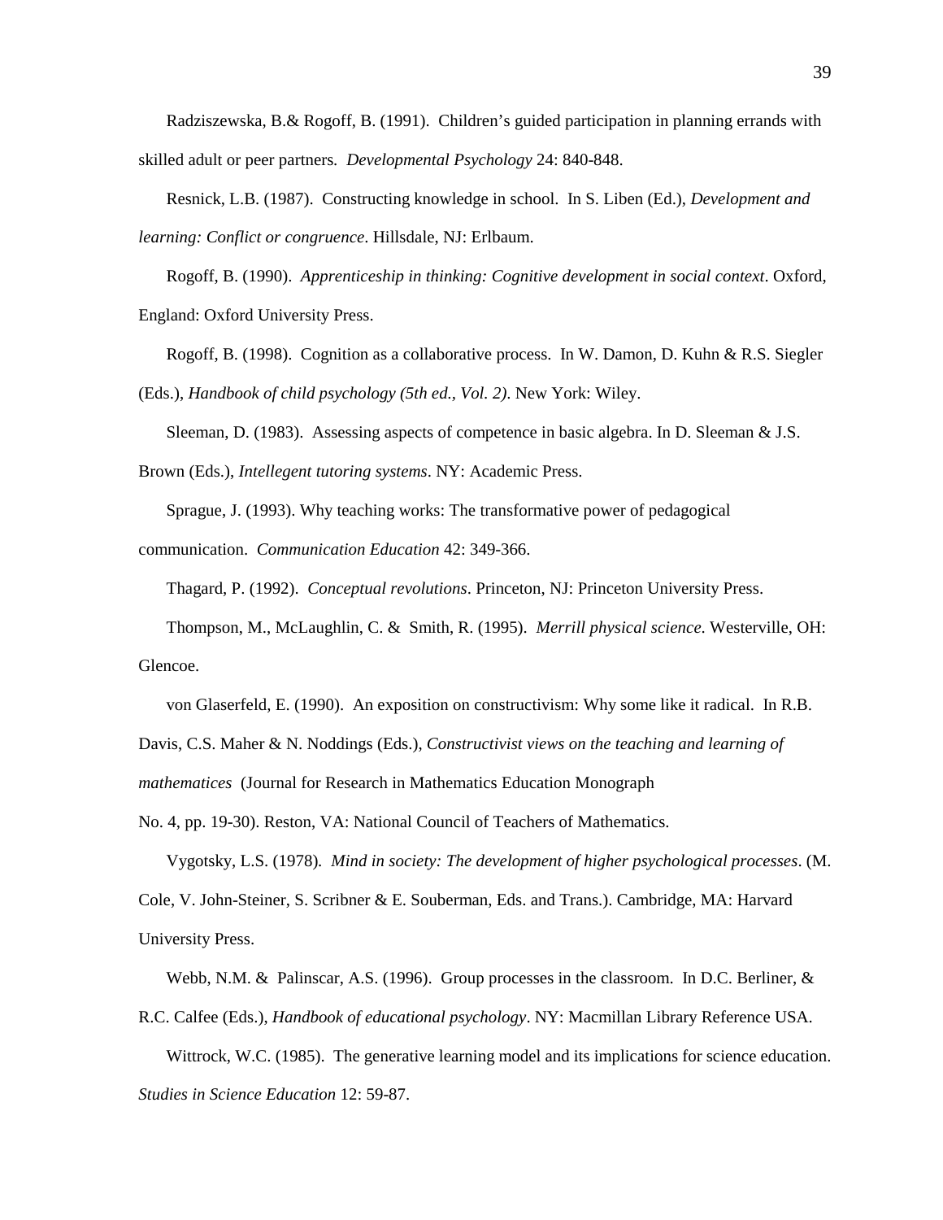Radziszewska, B.& Rogoff, B. (1991). Children's guided participation in planning errands with skilled adult or peer partners. *Developmental Psychology* 24: 840-848.

Resnick, L.B. (1987). Constructing knowledge in school. In S. Liben (Ed.), *Development and learning: Conflict or congruence*. Hillsdale, NJ: Erlbaum.

Rogoff, B. (1990). *Apprenticeship in thinking: Cognitive development in social context*. Oxford, England: Oxford University Press.

Rogoff, B. (1998). Cognition as a collaborative process. In W. Damon, D. Kuhn & R.S. Siegler (Eds.), *Handbook of child psychology (5th ed., Vol. 2)*. New York: Wiley.

Sleeman, D. (1983). Assessing aspects of competence in basic algebra. In D. Sleeman & J.S. Brown (Eds.), *Intellegent tutoring systems*. NY: Academic Press.

Sprague, J. (1993). Why teaching works: The transformative power of pedagogical communication. *Communication Education* 42: 349-366.

Thagard, P. (1992). *Conceptual revolutions*. Princeton, NJ: Princeton University Press.

Thompson, M., McLaughlin, C. & Smith, R. (1995). *Merrill physical science*. Westerville, OH: Glencoe.

von Glaserfeld, E. (1990). An exposition on constructivism: Why some like it radical. In R.B. Davis, C.S. Maher & N. Noddings (Eds.), *Constructivist views on the teaching and learning of mathematices* (Journal for Research in Mathematics Education Monograph No. 4, pp. 19-30). Reston, VA: National Council of Teachers of Mathematics.

Vygotsky, L.S. (1978). *Mind in society: The development of higher psychological processes*. (M. Cole, V. John-Steiner, S. Scribner & E. Souberman, Eds. and Trans.). Cambridge, MA: Harvard University Press.

Webb, N.M. & Palinscar, A.S. (1996). Group processes in the classroom. In D.C. Berliner, & R.C. Calfee (Eds.), *Handbook of educational psychology*. NY: Macmillan Library Reference USA.

Wittrock, W.C. (1985). The generative learning model and its implications for science education. *Studies in Science Education* 12: 59-87.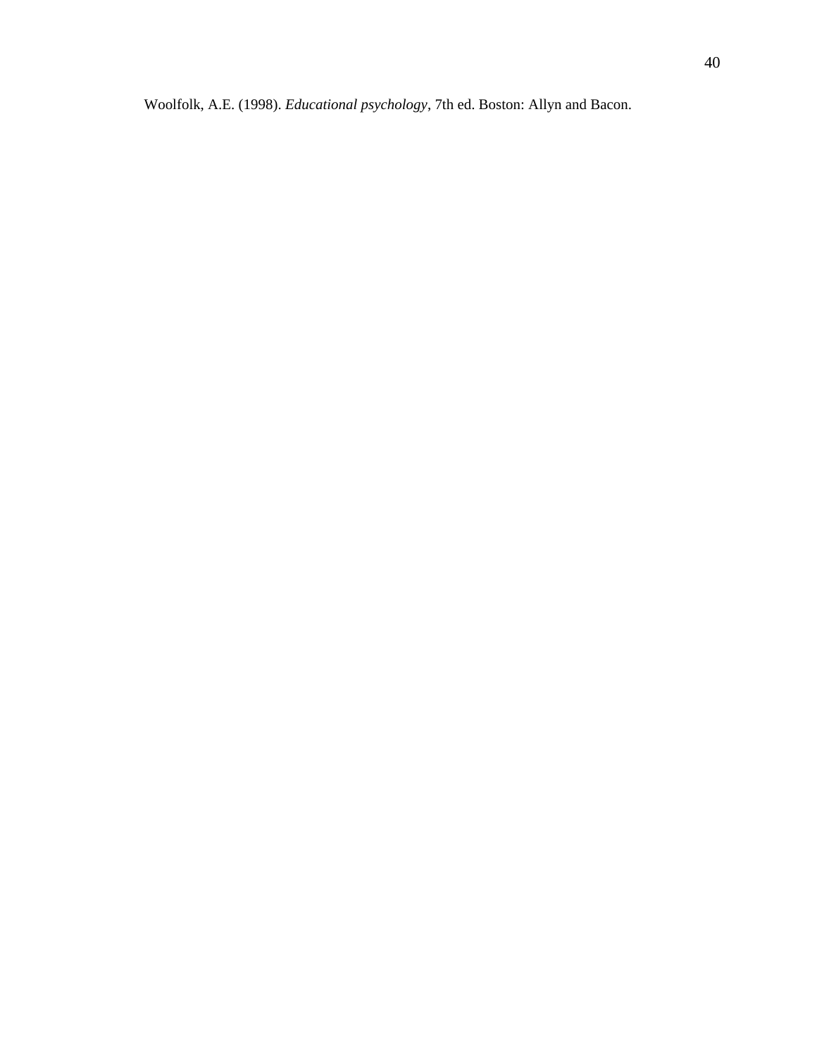Woolfolk, A.E. (1998). *Educational psychology*, 7th ed. Boston: Allyn and Bacon.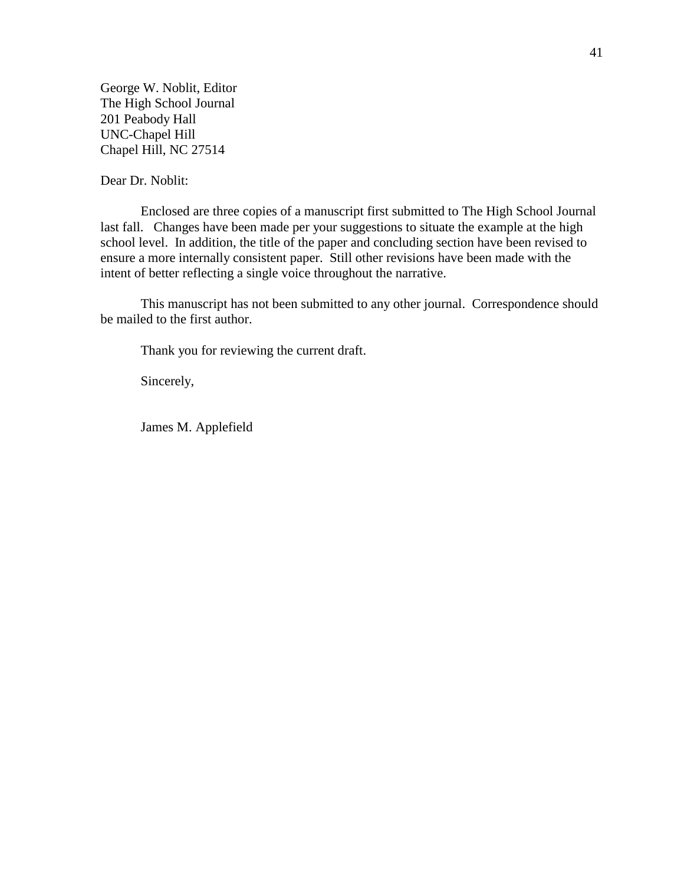George W. Noblit, Editor
The High School Journal
201 Peabody Hall
UNC-Chapel Hill
Chapel Hill, NC 27514

Dear Dr. Noblit:

Enclosed are three copies of a manuscript first submitted to The High School Journal last fall. Changes have been made per your suggestions to situate the example at the high school level. In addition, the title of the paper and concluding section have been revised to ensure a more internally consistent paper. Still other revisions have been made with the intent of better reflecting a single voice throughout the narrative.

This manuscript has not been submitted to any other journal. Correspondence should be mailed to the first author.

Thank you for reviewing the current draft.

Sincerely,

James M. Applefield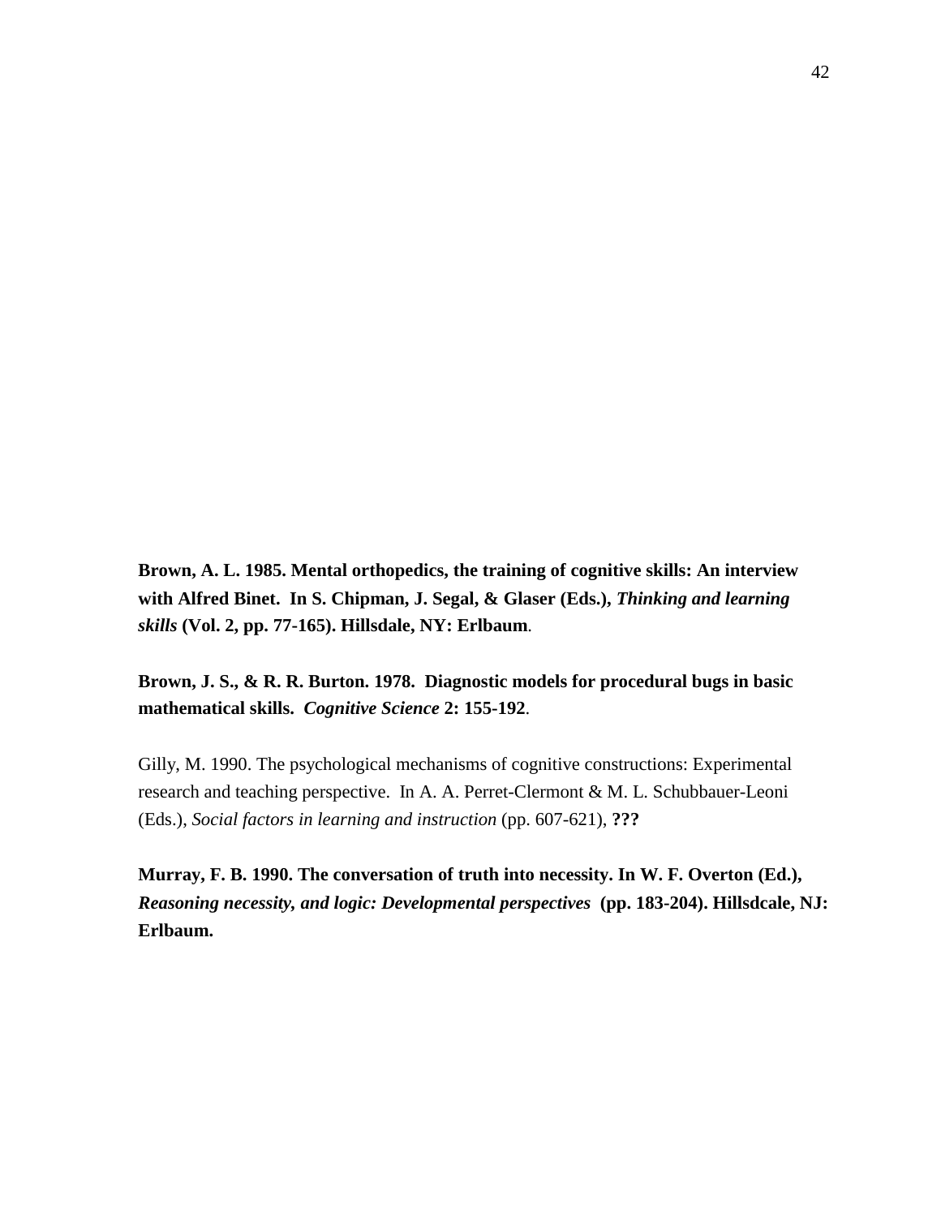**Brown, A. L. 1985. Mental orthopedics, the training of cognitive skills: An interview with Alfred Binet. In S. Chipman, J. Segal, & Glaser (Eds.), *Thinking and learning skills* (Vol. 2, pp. 77-165). Hillsdale, NY: Erlbaum**.

**Brown, J. S., & R. R. Burton. 1978. Diagnostic models for procedural bugs in basic mathematical skills. *Cognitive Science* 2: 155-192**.

Gilly, M. 1990. The psychological mechanisms of cognitive constructions: Experimental research and teaching perspective. In A. A. Perret-Clermont & M. L. Schubbauer-Leoni (Eds.), *Social factors in learning and instruction* (pp. 607-621), **???**

**Murray, F. B. 1990. The conversation of truth into necessity. In W. F. Overton (Ed.), *Reasoning necessity, and logic: Developmental perspectives* (pp. 183-204). Hillsdcale, NJ: Erlbaum.**